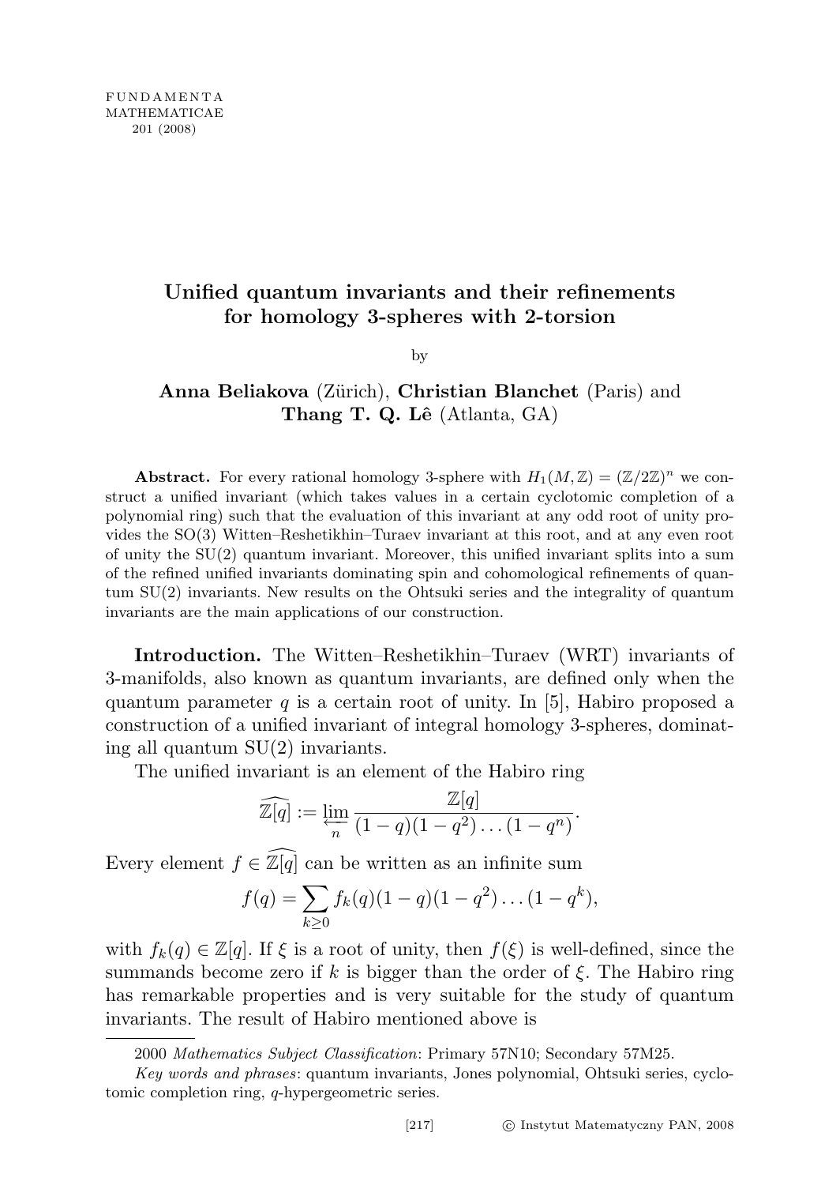# Unified quantum invariants and their refinements for homology 3-spheres with 2-torsion

by

**Anna Beliakova** (Zürich), **Christian Blanchet** (Paris) and **Thang T. Q. Lê** (Atlanta, GA)

**Abstract.** For every rational homology 3-sphere with $H_1(M,\mathbb{Z}) = (\mathbb{Z}/2\mathbb{Z})^n$ we construct a unified invariant (which takes values in a certain cyclotomic completion of a polynomial ring) such that the evaluation of this invariant at any odd root of unity provides the SO(3) Witten–Reshetikhin–Turaev invariant at this root, and at any even root of unity the SU(2) quantum invariant. Moreover, this unified invariant splits into a sum of the refined unified invariants dominating spin and cohomological refinements of quantum SU(2) invariants. New results on the Ohtsuki series and the integrality of quantum invariants are the main applications of our construction.

**Introduction.** The Witten–Reshetikhin–Turaev (WRT) invariants of 3-manifolds, also known as quantum invariants, are defined only when the quantum parameter $q$ is a certain root of unity. In [5], Habiro proposed a construction of a unified invariant of integral homology 3-spheres, dominating all quantum SU(2) invariants.

The unified invariant is an element of the Habiro ring

$$\widehat{\mathbb{Z}[q]} := \varprojlim_{n} \frac{\mathbb{Z}[q]}{(1-q)(1-q^2)\dots(1-q^n)}.$$

Every element $f \in \widehat{\mathbb{Z}[q]}$ can be written as an infinite sum

$$f(q) = \sum_{k\geq 0} f_k(q)(1-q)(1-q^2)\dots(1-q^k),$$

with $f_k(q) \in \mathbb{Z}[q]$. If $\xi$ is a root of unity, then $f(\xi)$ is well-defined, since the summands become zero if $k$ is bigger than the order of $\xi$. The Habiro ring has remarkable properties and is very suitable for the study of quantum invariants. The result of Habiro mentioned above is

---

2000 *Mathematics Subject Classification*: Primary 57N10; Secondary 57M25.

*Key words and phrases*: quantum invariants, Jones polynomial, Ohtsuki series, cyclotomic completion ring, $q$-hypergeometric series.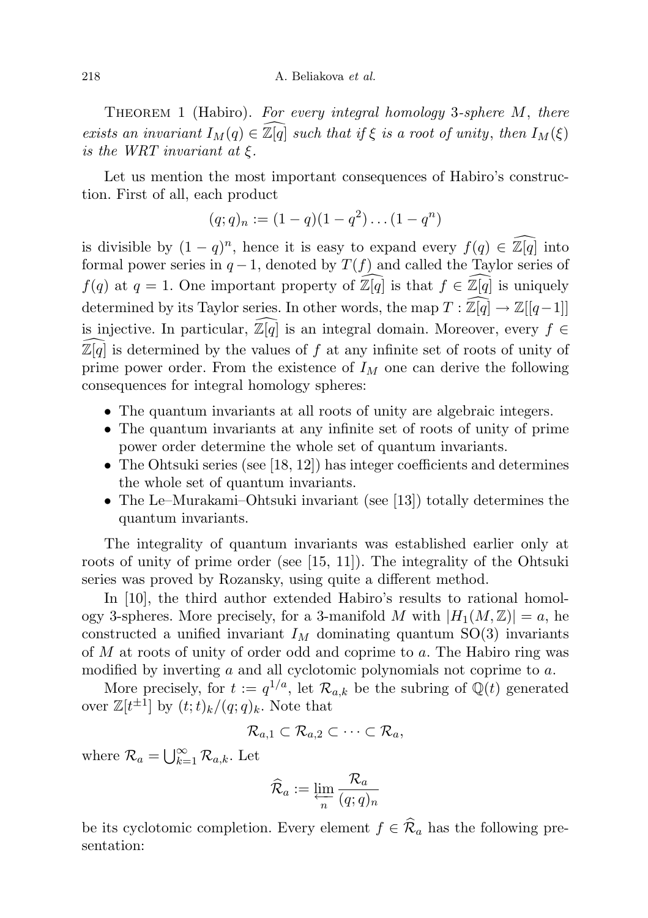Theorem 1 (Habiro). *For every integral homology 3-sphere $M$, there exists an invariant $I_M(q) \in \widehat{\mathbb{Z}[q]}$ such that if $\xi$ is a root of unity, then $I_M(\xi)$ is the WRT invariant at $\xi$.*

Let us mention the most important consequences of Habiro's construction. First of all, each product

$$(q;q)_n := (1-q)(1-q^2)\dots(1-q^n)$$

is divisible by $(1-q)^n$, hence it is easy to expand every $f(q) \in \widehat{\mathbb{Z}[q]}$ into formal power series in $q-1$, denoted by $T(f)$ and called the Taylor series of $f(q)$ at $q=1$. One important property of $\widehat{\mathbb{Z}[q]}$ is that $f \in \widehat{\mathbb{Z}[q]}$ is uniquely determined by its Taylor series. In other words, the map $T : \widehat{\mathbb{Z}[q]} \to \mathbb{Z}[[q-1]]$ is injective. In particular, $\widehat{\mathbb{Z}[q]}$ is an integral domain. Moreover, every $f \in \widehat{\mathbb{Z}[q]}$ is determined by the values of $f$ at any infinite set of roots of unity of prime power order. From the existence of $I_M$ one can derive the following consequences for integral homology spheres:

- The quantum invariants at all roots of unity are algebraic integers.
- The quantum invariants at any infinite set of roots of unity of prime power order determine the whole set of quantum invariants.
- The Ohtsuki series (see [18, 12]) has integer coefficients and determines the whole set of quantum invariants.
- The Le–Murakami–Ohtsuki invariant (see [13]) totally determines the quantum invariants.

The integrality of quantum invariants was established earlier only at roots of unity of prime order (see [15, 11]). The integrality of the Ohtsuki series was proved by Rozansky, using quite a different method.

In [10], the third author extended Habiro's results to rational homology 3-spheres. More precisely, for a 3-manifold $M$ with $|H_1(M,\mathbb{Z})| = a$, he constructed a unified invariant $I_M$ dominating quantum SO(3) invariants of $M$ at roots of unity of order odd and coprime to $a$. The Habiro ring was modified by inverting $a$ and all cyclotomic polynomials not coprime to $a$.

More precisely, for $t := q^{1/a}$, let $\mathcal{R}_{a,k}$ be the subring of $\mathbb{Q}(t)$ generated over $\mathbb{Z}[t^{\pm 1}]$ by $(t;t)_k/(q;q)_k$. Note that

$$\mathcal{R}_{a,1} \subset \mathcal{R}_{a,2} \subset \dots \subset \mathcal{R}_a,$$

where $\mathcal{R}_a = \bigcup_{k=1}^{\infty} \mathcal{R}_{a,k}$. Let

$$\widehat{\mathcal{R}}_a := \varprojlim_n \frac{\mathcal{R}_a}{(q;q)_n}$$

be its cyclotomic completion. Every element $f \in \widehat{\mathcal{R}}_a$ has the following presentation: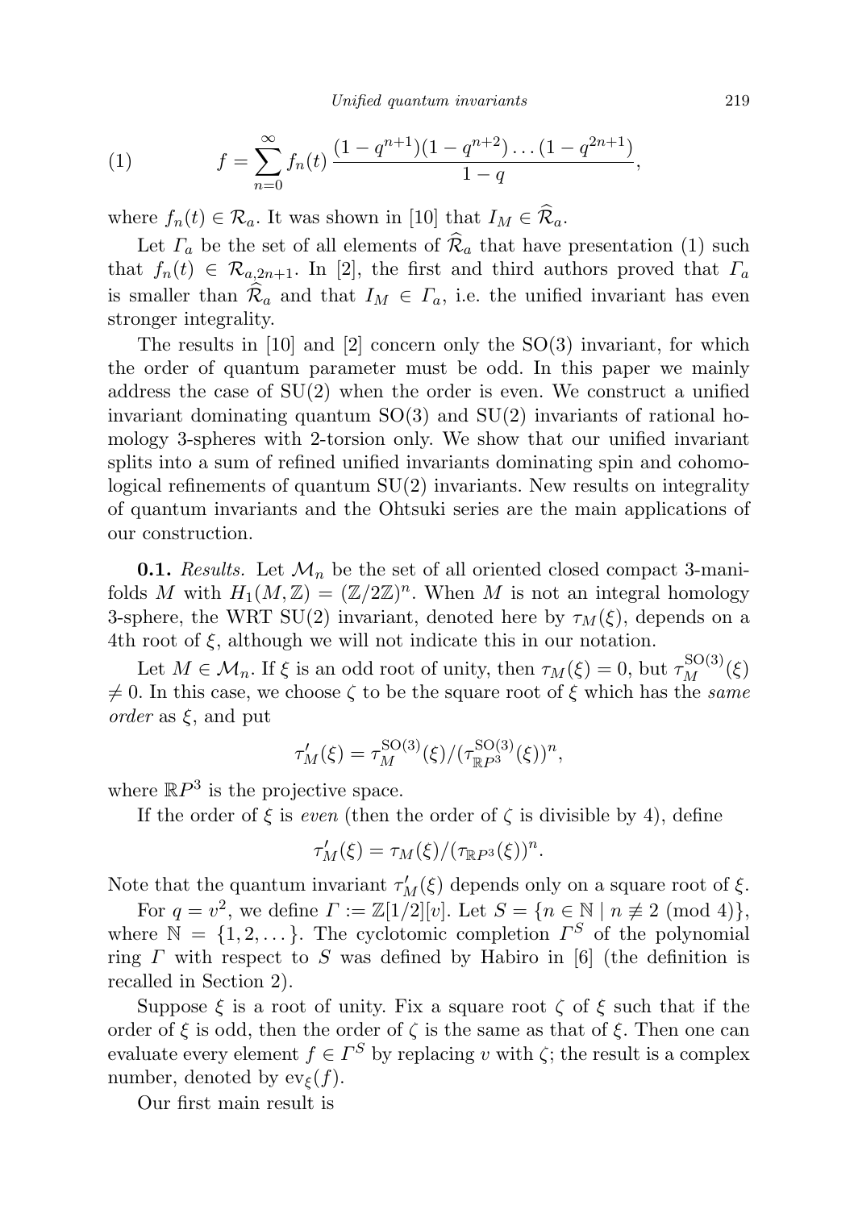$$f = \sum_{n=0}^{\infty} f_n(t) \, \frac{(1-q^{n+1})(1-q^{n+2})\dots(1-q^{2n+1})}{1-q}, \tag{1}$$

where $f_n(t) \in \mathcal{R}_a$. It was shown in [10] that $I_M \in \widehat{\mathcal{R}}_a$.

Let $\Gamma_a$ be the set of all elements of $\widehat{\mathcal{R}}_a$ that have presentation (1) such that $f_n(t) \in \mathcal{R}_{a,2n+1}$. In [2], the first and third authors proved that $\Gamma_a$ is smaller than $\widehat{\mathcal{R}}_a$ and that $I_M \in \Gamma_a$, i.e. the unified invariant has even stronger integrality.

The results in [10] and [2] concern only the SO(3) invariant, for which the order of quantum parameter must be odd. In this paper we mainly address the case of SU(2) when the order is even. We construct a unified invariant dominating quantum SO(3) and SU(2) invariants of rational homology 3-spheres with 2-torsion only. We show that our unified invariant splits into a sum of refined unified invariants dominating spin and cohomological refinements of quantum SU(2) invariants. New results on integrality of quantum invariants and the Ohtsuki series are the main applications of our construction.

**0.1.** *Results.* Let $\mathcal{M}_n$ be the set of all oriented closed compact 3-manifolds $M$ with $H_1(M,\mathbb{Z}) = (\mathbb{Z}/2\mathbb{Z})^n$. When $M$ is not an integral homology 3-sphere, the WRT SU(2) invariant, denoted here by $\tau_M(\xi)$, depends on a 4th root of $\xi$, although we will not indicate this in our notation.

Let $M \in \mathcal{M}_n$. If $\xi$ is an odd root of unity, then $\tau_M(\xi) = 0$, but $\tau_M^{\mathrm{SO}(3)}(\xi) \neq 0$. In this case, we choose $\zeta$ to be the square root of $\xi$ which has the *same order* as $\xi$, and put

$$\tau'_M(\xi) = \tau_M^{\mathrm{SO}(3)}(\xi)/(\tau_{\mathbb{R}P^3}^{\mathrm{SO}(3)}(\xi))^n,$$

where $\mathbb{R}P^3$ is the projective space.

If the order of $\xi$ is *even* (then the order of $\zeta$ is divisible by 4), define

$$\tau'_M(\xi) = \tau_M(\xi)/(\tau_{\mathbb{R}P^3}(\xi))^n.$$

Note that the quantum invariant $\tau'_M(\xi)$ depends only on a square root of $\xi$.

For $q = v^2$, we define $\Gamma := \mathbb{Z}[1/2][v]$. Let $S = \{n \in \mathbb{N} \mid n \not\equiv 2 \pmod 4\}$, where $\mathbb{N} = \{1, 2, \dots\}$. The cyclotomic completion $\Gamma^S$ of the polynomial ring $\Gamma$ with respect to $S$ was defined by Habiro in [6] (the definition is recalled in Section 2).

Suppose $\xi$ is a root of unity. Fix a square root $\zeta$ of $\xi$ such that if the order of $\xi$ is odd, then the order of $\zeta$ is the same as that of $\xi$. Then one can evaluate every element $f \in \Gamma^S$ by replacing $v$ with $\zeta$; the result is a complex number, denoted by $\mathrm{ev}_\xi(f)$.

Our first main result is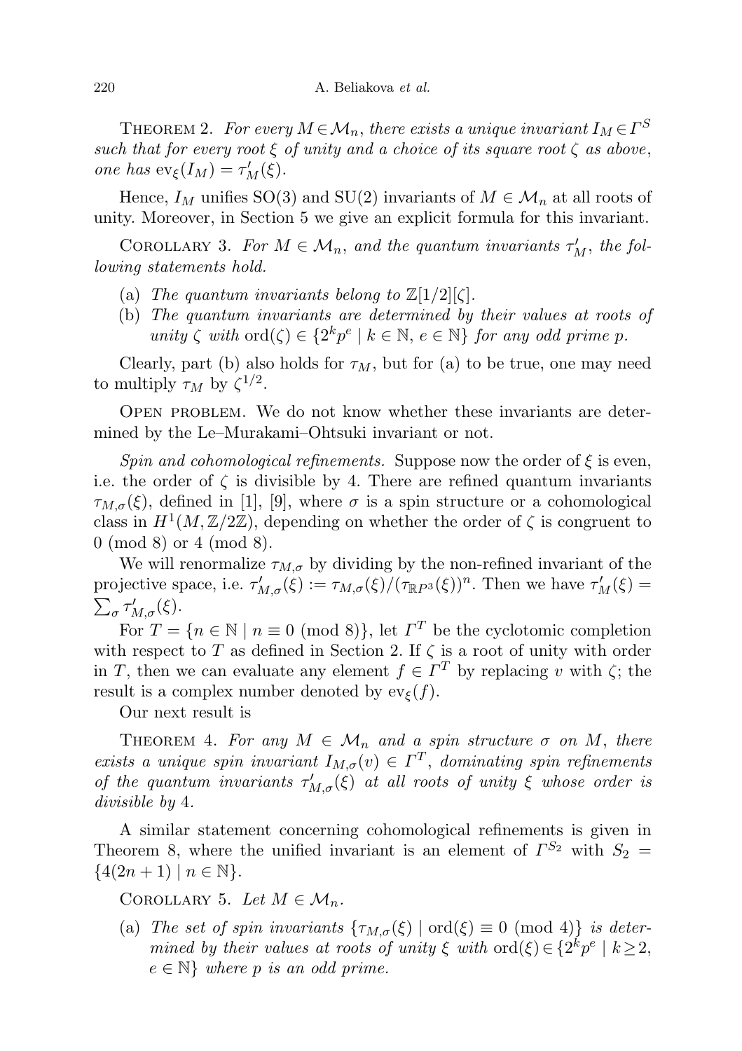THEOREM 2. *For every $M \in \mathcal{M}_n$, there exists a unique invariant $I_M \in \Gamma^S$ such that for every root $\xi$ of unity and a choice of its square root $\zeta$ as above, one has $\mathrm{ev}_\xi(I_M) = \tau'_M(\xi)$.*

Hence, $I_M$ unifies SO(3) and SU(2) invariants of $M \in \mathcal{M}_n$ at all roots of unity. Moreover, in Section 5 we give an explicit formula for this invariant.

COROLLARY 3. *For $M \in \mathcal{M}_n$, and the quantum invariants $\tau'_M$, the following statements hold.*

- (a) *The quantum invariants belong to $\mathbb{Z}[1/2][\zeta]$.*
- (b) *The quantum invariants are determined by their values at roots of unity $\zeta$ with $\mathrm{ord}(\zeta) \in \{2^k p^e \mid k \in \mathbb{N}, e \in \mathbb{N}\}$ for any odd prime $p$.*

Clearly, part (b) also holds for $\tau_M$, but for (a) to be true, one may need to multiply $\tau_M$ by $\zeta^{1/2}$.

OPEN PROBLEM. We do not know whether these invariants are determined by the Le–Murakami–Ohtsuki invariant or not.

*Spin and cohomological refinements.* Suppose now the order of $\xi$ is even, i.e. the order of $\zeta$ is divisible by 4. There are refined quantum invariants $\tau_{M,\sigma}(\xi)$, defined in [1], [9], where $\sigma$ is a spin structure or a cohomological class in $H^1(M, \mathbb{Z}/2\mathbb{Z})$, depending on whether the order of $\zeta$ is congruent to $0 \pmod 8$ or $4 \pmod 8$.

We will renormalize $\tau_{M,\sigma}$ by dividing by the non-refined invariant of the projective space, i.e. $\tau'_{M,\sigma}(\xi) := \tau_{M,\sigma}(\xi)/(\tau_{\mathbb{R}P^3}(\xi))^n$. Then we have $\tau'_M(\xi) = \sum_\sigma \tau'_{M,\sigma}(\xi)$.

For $T = \{n \in \mathbb{N} \mid n \equiv 0 \pmod 8\}$, let $\Gamma^T$ be the cyclotomic completion with respect to $T$ as defined in Section 2. If $\zeta$ is a root of unity with order in $T$, then we can evaluate any element $f \in \Gamma^T$ by replacing $v$ with $\zeta$; the result is a complex number denoted by $\mathrm{ev}_\xi(f)$.

Our next result is

THEOREM 4. *For any $M \in \mathcal{M}_n$ and a spin structure $\sigma$ on $M$, there exists a unique spin invariant $I_{M,\sigma}(v) \in \Gamma^T$, dominating spin refinements of the quantum invariants $\tau'_{M,\sigma}(\xi)$ at all roots of unity $\xi$ whose order is divisible by 4.*

A similar statement concerning cohomological refinements is given in Theorem 8, where the unified invariant is an element of $\Gamma^{S_2}$ with $S_2 = \{4(2n+1) \mid n \in \mathbb{N}\}$.

COROLLARY 5. *Let $M \in \mathcal{M}_n$.*

- (a) *The set of spin invariants $\{\tau_{M,\sigma}(\xi) \mid \mathrm{ord}(\xi) \equiv 0 \pmod 4\}$ is determined by their values at roots of unity $\xi$ with $\mathrm{ord}(\xi) \in \{2^k p^e \mid k \geq 2, e \in \mathbb{N}\}$ where $p$ is an odd prime.*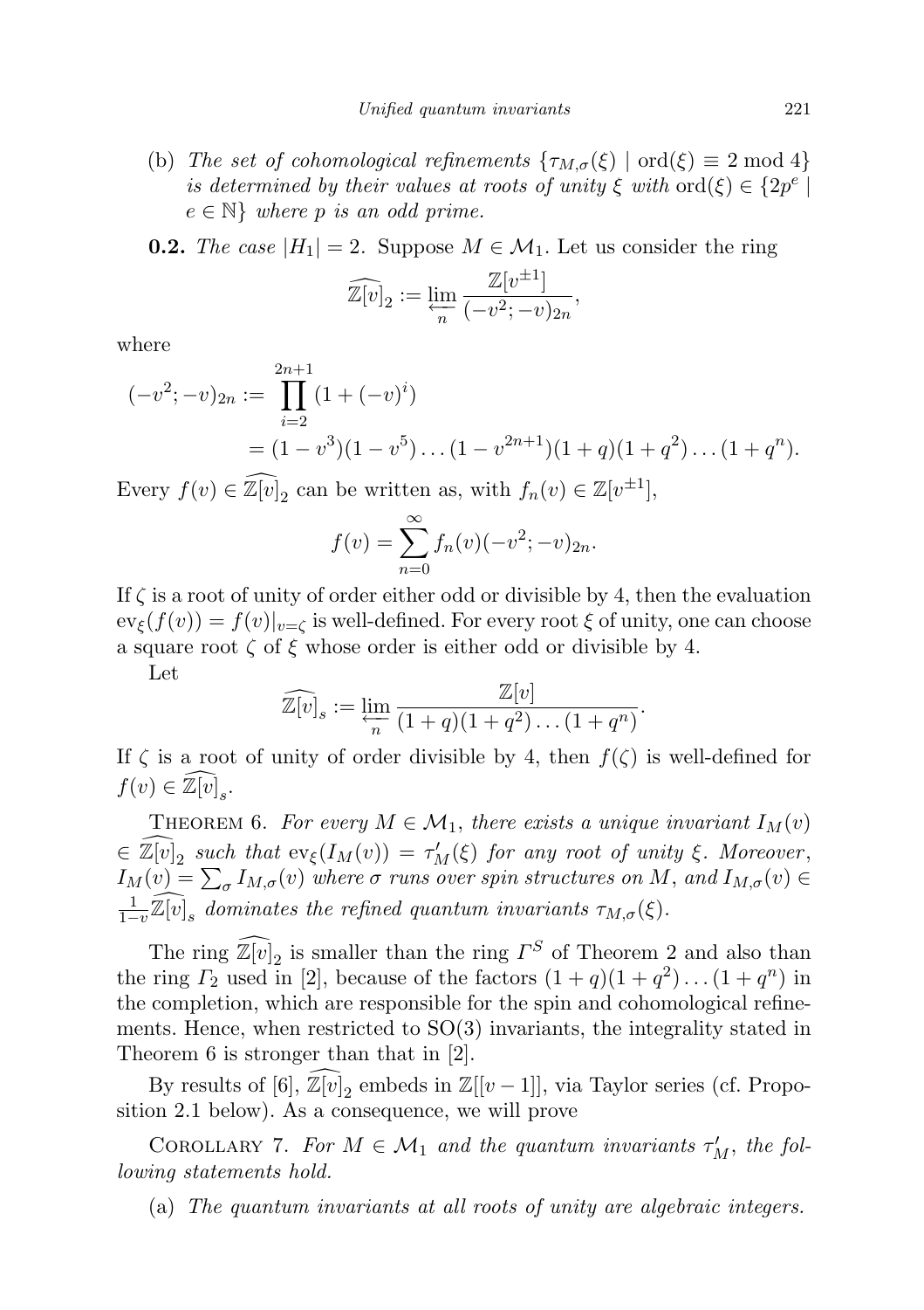(b) *The set of cohomological refinements* $\{\tau_{M,\sigma}(\xi) \mid \mathrm{ord}(\xi) \equiv 2 \bmod 4\}$ *is determined by their values at roots of unity* $\xi$ *with* $\mathrm{ord}(\xi) \in \{2p^e \mid e \in \mathbb{N}\}$ *where* $p$ *is an odd prime.*

**0.2.** *The case* $|H_1| = 2$. Suppose $M \in \mathcal{M}_1$. Let us consider the ring

$$\widehat{\mathbb{Z}[v]}_2 := \varprojlim_n \frac{\mathbb{Z}[v^{\pm 1}]}{(-v^2; -v)_{2n}},$$

where

$$\begin{aligned}(-v^2; -v)_{2n} &:= \prod_{i=2}^{2n+1} (1 + (-v)^i) \\ &= (1 - v^3)(1 - v^5) \dots (1 - v^{2n+1})(1 + q)(1 + q^2) \dots (1 + q^n).\end{aligned}$$

Every $f(v) \in \widehat{\mathbb{Z}[v]}_2$ can be written as, with $f_n(v) \in \mathbb{Z}[v^{\pm 1}]$,

$$f(v) = \sum_{n=0}^{\infty} f_n(v)(-v^2; -v)_{2n}.$$

If $\zeta$ is a root of unity of order either odd or divisible by 4, then the evaluation $\mathrm{ev}_\xi(f(v)) = f(v)|_{v=\zeta}$ is well-defined. For every root $\xi$ of unity, one can choose a square root $\zeta$ of $\xi$ whose order is either odd or divisible by 4.

Let

$$\widehat{\mathbb{Z}[v]}_s := \varprojlim_n \frac{\mathbb{Z}[v]}{(1 + q)(1 + q^2) \dots (1 + q^n)}.$$

If $\zeta$ is a root of unity of order divisible by 4, then $f(\zeta)$ is well-defined for $f(v) \in \widehat{\mathbb{Z}[v]}_s$.

Theorem 6. *For every* $M \in \mathcal{M}_1$, *there exists a unique invariant* $I_M(v) \in \widehat{\mathbb{Z}[v]}_2$ *such that* $\mathrm{ev}_\xi(I_M(v)) = \tau'_M(\xi)$ *for any root of unity* $\xi$. *Moreover,* $I_M(v) = \sum_\sigma I_{M,\sigma}(v)$ *where* $\sigma$ *runs over spin structures on* $M$, *and* $I_{M,\sigma}(v) \in \frac{1}{1-v}\widehat{\mathbb{Z}[v]}_s$ *dominates the refined quantum invariants* $\tau_{M,\sigma}(\xi)$.

The ring $\widehat{\mathbb{Z}[v]}_2$ is smaller than the ring $\Gamma^S$ of Theorem 2 and also than the ring $\Gamma_2$ used in [2], because of the factors $(1 + q)(1 + q^2) \dots (1 + q^n)$ in the completion, which are responsible for the spin and cohomological refinements. Hence, when restricted to SO(3) invariants, the integrality stated in Theorem 6 is stronger than that in [2].

By results of [6], $\widehat{\mathbb{Z}[v]}_2$ embeds in $\mathbb{Z}[[v - 1]]$, via Taylor series (cf. Proposition 2.1 below). As a consequence, we will prove

Corollary 7. *For* $M \in \mathcal{M}_1$ *and the quantum invariants* $\tau'_M$, *the following statements hold.*

(a) *The quantum invariants at all roots of unity are algebraic integers.*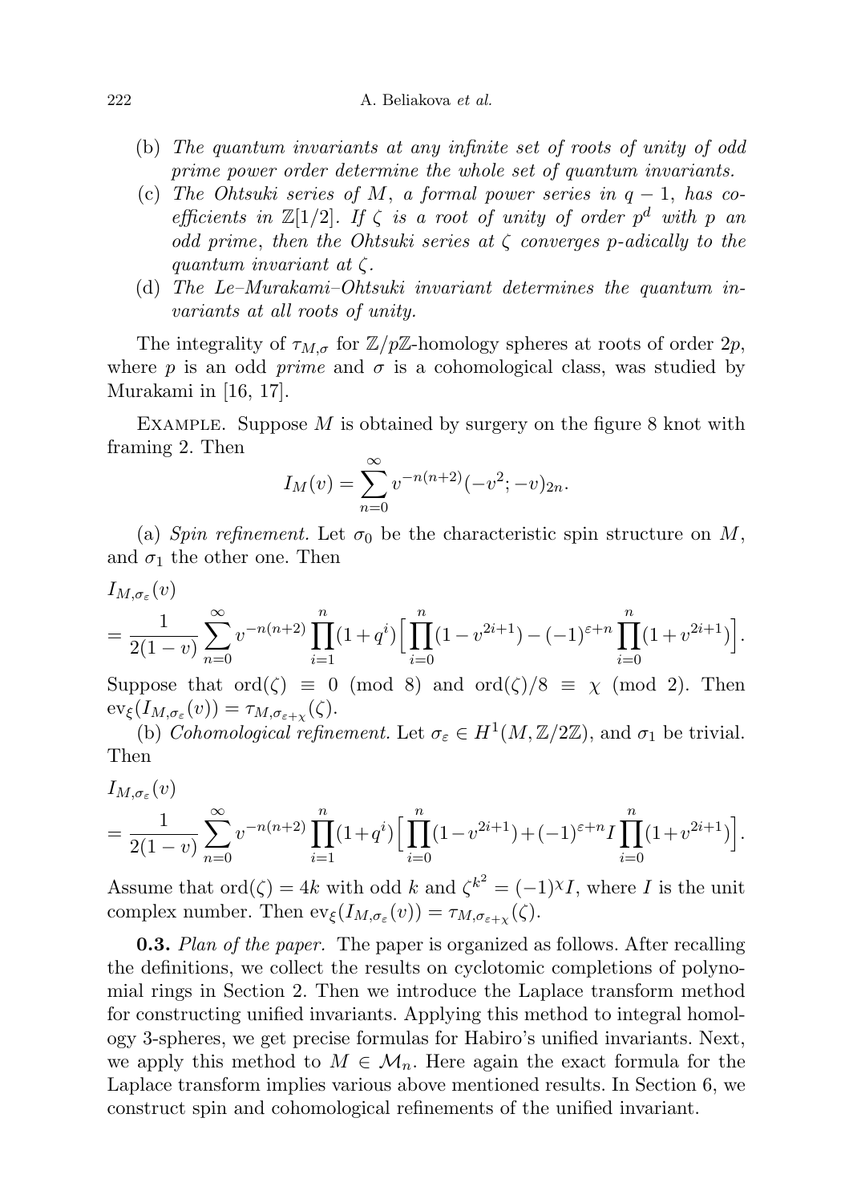(b) *The quantum invariants at any infinite set of roots of unity of odd prime power order determine the whole set of quantum invariants.*

(c) *The Ohtsuki series of $M$, a formal power series in $q-1$, has coefficients in $\mathbb{Z}[1/2]$. If $\zeta$ is a root of unity of order $p^d$ with $p$ an odd prime, then the Ohtsuki series at $\zeta$ converges $p$-adically to the quantum invariant at $\zeta$.*

(d) *The Le–Murakami–Ohtsuki invariant determines the quantum invariants at all roots of unity.*

The integrality of $\tau_{M,\sigma}$ for $\mathbb{Z}/p\mathbb{Z}$-homology spheres at roots of order $2p$, where $p$ is an odd *prime* and $\sigma$ is a cohomological class, was studied by Murakami in [16, 17].

Example. Suppose $M$ is obtained by surgery on the figure 8 knot with framing 2. Then

$$I_M(v) = \sum_{n=0}^{\infty} v^{-n(n+2)}(-v^2;-v)_{2n}.$$

(a) *Spin refinement.* Let $\sigma_0$ be the characteristic spin structure on $M$, and $\sigma_1$ the other one. Then

$$I_{M,\sigma_\varepsilon}(v)$$
$$= \frac{1}{2(1-v)}\sum_{n=0}^{\infty} v^{-n(n+2)}\prod_{i=1}^{n}(1+q^i)\Big[\prod_{i=0}^{n}(1-v^{2i+1}) - (-1)^{\varepsilon+n}\prod_{i=0}^{n}(1+v^{2i+1})\Big].$$

Suppose that $\mathrm{ord}(\zeta) \equiv 0 \pmod 8$ and $\mathrm{ord}(\zeta)/8 \equiv \chi \pmod 2$. Then $\mathrm{ev}_\xi(I_{M,\sigma_\varepsilon}(v)) = \tau_{M,\sigma_{\varepsilon+\chi}}(\zeta)$.

(b) *Cohomological refinement.* Let $\sigma_\varepsilon \in H^1(M,\mathbb{Z}/2\mathbb{Z})$, and $\sigma_1$ be trivial. Then

$$I_{M,\sigma_\varepsilon}(v)$$
$$= \frac{1}{2(1-v)}\sum_{n=0}^{\infty} v^{-n(n+2)}\prod_{i=1}^{n}(1+q^i)\Big[\prod_{i=0}^{n}(1-v^{2i+1}) + (-1)^{\varepsilon+n} I\prod_{i=0}^{n}(1+v^{2i+1})\Big].$$

Assume that $\mathrm{ord}(\zeta) = 4k$ with odd $k$ and $\zeta^{k^2} = (-1)^\chi I$, where $I$ is the unit complex number. Then $\mathrm{ev}_\xi(I_{M,\sigma_\varepsilon}(v)) = \tau_{M,\sigma_{\varepsilon+\chi}}(\zeta)$.

**0.3.** *Plan of the paper.* The paper is organized as follows. After recalling the definitions, we collect the results on cyclotomic completions of polynomial rings in Section 2. Then we introduce the Laplace transform method for constructing unified invariants. Applying this method to integral homology 3-spheres, we get precise formulas for Habiro's unified invariants. Next, we apply this method to $M \in \mathcal{M}_n$. Here again the exact formula for the Laplace transform implies various above mentioned results. In Section 6, we construct spin and cohomological refinements of the unified invariant.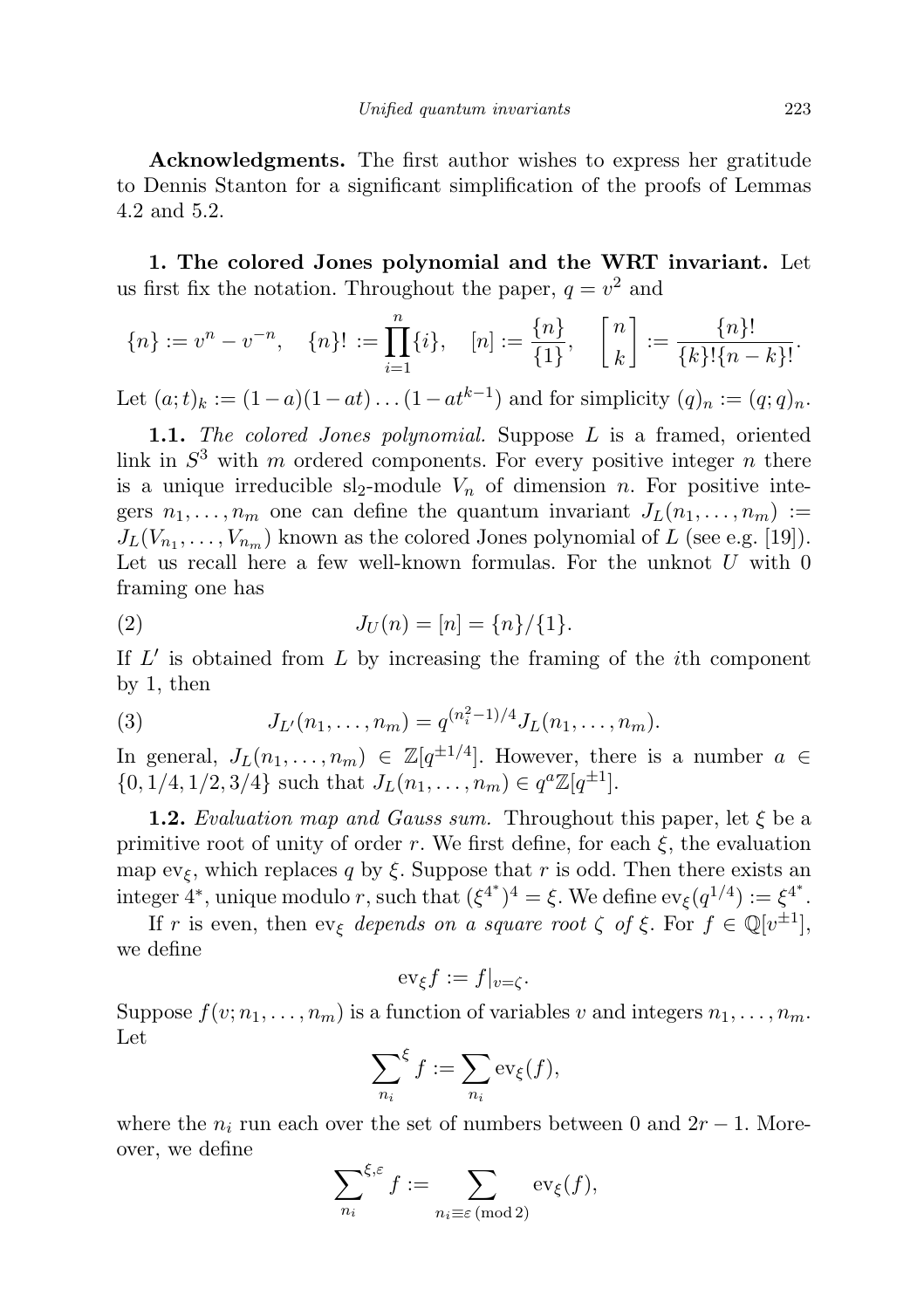**Acknowledgments.** The first author wishes to express her gratitude to Dennis Stanton for a significant simplification of the proofs of Lemmas 4.2 and 5.2.

**1. The colored Jones polynomial and the WRT invariant.** Let us first fix the notation. Throughout the paper, $q = v^2$ and

$$\{n\} := v^n - v^{-n}, \quad \{n\}! := \prod_{i=1}^{n} \{i\}, \quad [n] := \frac{\{n\}}{\{1\}}, \quad \begin{bmatrix} n \\ k \end{bmatrix} := \frac{\{n\}!}{\{k\}!\{n-k\}!}.$$

Let $(a;t)_k := (1-a)(1-at)\dots(1-at^{k-1})$ and for simplicity $(q)_n := (q;q)_n$.

**1.1.** *The colored Jones polynomial.* Suppose $L$ is a framed, oriented link in $S^3$ with $m$ ordered components. For every positive integer $n$ there is a unique irreducible $\mathrm{sl}_2$-module $V_n$ of dimension $n$. For positive integers $n_1, \dots, n_m$ one can define the quantum invariant $J_L(n_1, \dots, n_m) := J_L(V_{n_1}, \dots, V_{n_m})$ known as the colored Jones polynomial of $L$ (see e.g. [19]). Let us recall here a few well-known formulas. For the unknot $U$ with 0 framing one has

$$J_U(n) = [n] = \{n\}/\{1\}. \tag{2}$$

If $L'$ is obtained from $L$ by increasing the framing of the $i$th component by 1, then

$$J_{L'}(n_1, \dots, n_m) = q^{(n_i^2-1)/4} J_L(n_1, \dots, n_m). \tag{3}$$

In general, $J_L(n_1, \dots, n_m) \in \mathbb{Z}[q^{\pm 1/4}]$. However, there is a number $a \in \{0, 1/4, 1/2, 3/4\}$ such that $J_L(n_1, \dots, n_m) \in q^a \mathbb{Z}[q^{\pm 1}]$.

**1.2.** *Evaluation map and Gauss sum.* Throughout this paper, let $\xi$ be a primitive root of unity of order $r$. We first define, for each $\xi$, the evaluation map $\mathrm{ev}_\xi$, which replaces $q$ by $\xi$. Suppose that $r$ is odd. Then there exists an integer $4^*$, unique modulo $r$, such that $(\xi^{4^*})^4 = \xi$. We define $\mathrm{ev}_\xi(q^{1/4}) := \xi^{4^*}$.

If $r$ is even, then $\mathrm{ev}_\xi$ *depends on a square root* $\zeta$ *of* $\xi$. For $f \in \mathbb{Q}[v^{\pm 1}]$, we define

$$\mathrm{ev}_\xi f := f|_{v=\zeta}.$$

Suppose $f(v; n_1, \dots, n_m)$ is a function of variables $v$ and integers $n_1, \dots, n_m$. Let

$$\sum_{n_i}^{\xi} f := \sum_{n_i} \mathrm{ev}_\xi(f),$$

where the $n_i$ run each over the set of numbers between 0 and $2r-1$. Moreover, we define

$$\sum_{n_i}^{\xi,\varepsilon} f := \sum_{n_i \equiv \varepsilon \,(\mathrm{mod}\, 2)} \mathrm{ev}_\xi(f),$$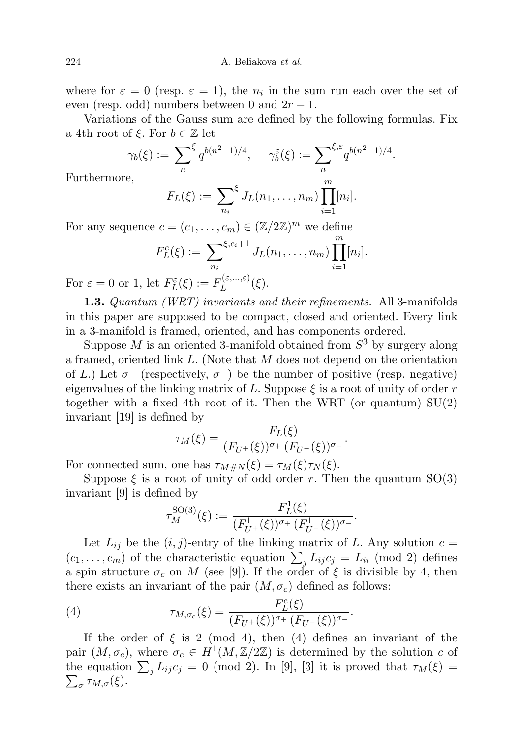where for $\varepsilon = 0$ (resp. $\varepsilon = 1$), the $n_i$ in the sum run each over the set of even (resp. odd) numbers between 0 and $2r-1$.

Variations of the Gauss sum are defined by the following formulas. Fix a 4th root of $\xi$. For $b \in \mathbb{Z}$ let

$$\gamma_b(\xi) := \sum_n^{\xi} q^{b(n^2-1)/4}, \qquad \gamma_b^{\varepsilon}(\xi) := \sum_n^{\xi,\varepsilon} q^{b(n^2-1)/4}.$$

Furthermore,

$$F_L(\xi) := \sum_{n_i}^{\xi} J_L(n_1,\dots,n_m) \prod_{i=1}^m [n_i].$$

For any sequence $c = (c_1,\dots,c_m) \in (\mathbb{Z}/2\mathbb{Z})^m$ we define

$$F_L^c(\xi) := \sum_{n_i}^{\xi, c_i+1} J_L(n_1,\dots,n_m) \prod_{i=1}^m [n_i].$$

For $\varepsilon = 0$ or 1, let $F_L^{\varepsilon}(\xi) := F_L^{(\varepsilon,\dots,\varepsilon)}(\xi)$.

**1.3.** *Quantum (WRT) invariants and their refinements.* All 3-manifolds in this paper are supposed to be compact, closed and oriented. Every link in a 3-manifold is framed, oriented, and has components ordered.

Suppose $M$ is an oriented 3-manifold obtained from $S^3$ by surgery along a framed, oriented link $L$. (Note that $M$ does not depend on the orientation of $L$.) Let $\sigma_+$ (respectively, $\sigma_-$) be the number of positive (resp. negative) eigenvalues of the linking matrix of $L$. Suppose $\xi$ is a root of unity of order $r$ together with a fixed 4th root of it. Then the WRT (or quantum) SU(2) invariant [19] is defined by

$$\tau_M(\xi) = \frac{F_L(\xi)}{(F_{U^+}(\xi))^{\sigma_+}\,(F_{U^-}(\xi))^{\sigma_-}}.$$

For connected sum, one has $\tau_{M\#N}(\xi) = \tau_M(\xi)\tau_N(\xi)$.

Suppose $\xi$ is a root of unity of odd order $r$. Then the quantum SO(3) invariant [9] is defined by

$$\tau_M^{\mathrm{SO}(3)}(\xi) := \frac{F_L^1(\xi)}{(F_{U^+}^1(\xi))^{\sigma_+}\,(F_{U^-}^1(\xi))^{\sigma_-}}.$$

Let $L_{ij}$ be the $(i,j)$-entry of the linking matrix of $L$. Any solution $c = (c_1,\dots,c_m)$ of the characteristic equation $\sum_j L_{ij}c_j = L_{ii} \pmod 2$ defines a spin structure $\sigma_c$ on $M$ (see [9]). If the order of $\xi$ is divisible by 4, then there exists an invariant of the pair $(M,\sigma_c)$ defined as follows:

$$\tau_{M,\sigma_c}(\xi) = \frac{F_L^c(\xi)}{(F_{U^+}(\xi))^{\sigma_+}\,(F_{U^-}(\xi))^{\sigma_-}}. \tag{4}$$

If the order of $\xi$ is 2 (mod 4), then (4) defines an invariant of the pair $(M,\sigma_c)$, where $\sigma_c \in H^1(M,\mathbb{Z}/2\mathbb{Z})$ is determined by the solution $c$ of the equation $\sum_j L_{ij}c_j = 0 \pmod 2$. In [9], [3] it is proved that $\tau_M(\xi) = \sum_\sigma \tau_{M,\sigma}(\xi)$.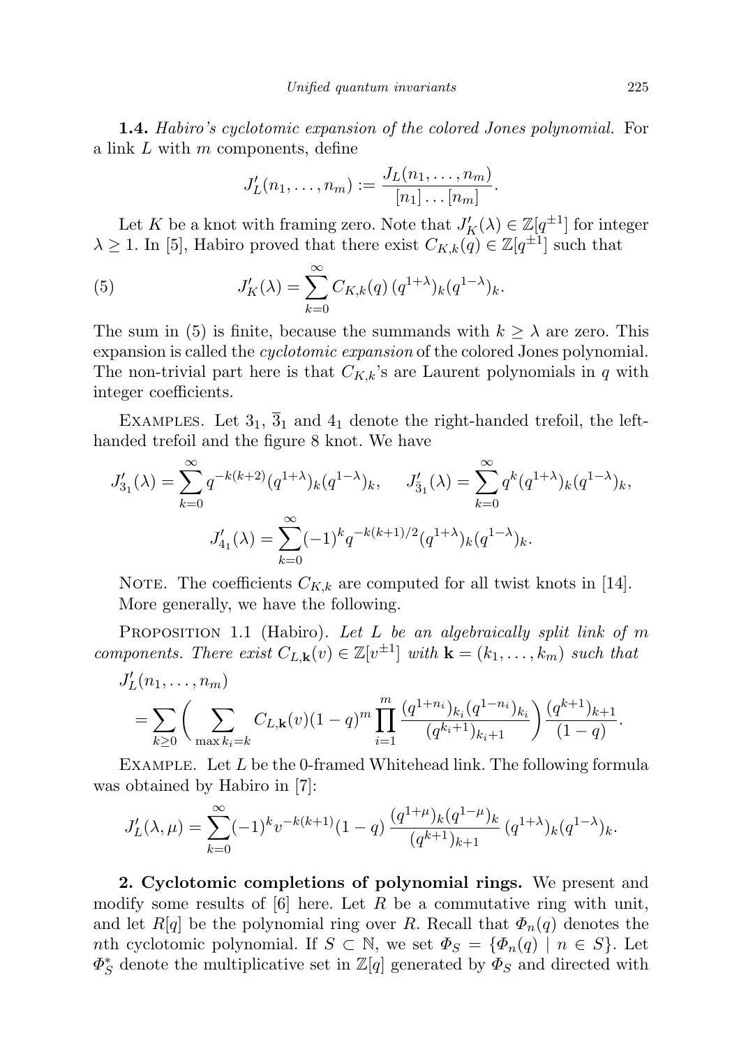**1.4.** *Habiro's cyclotomic expansion of the colored Jones polynomial.* For a link $L$ with $m$ components, define

$$J'_L(n_1, \dots, n_m) := \frac{J_L(n_1, \dots, n_m)}{[n_1] \dots [n_m]}.$$

Let $K$ be a knot with framing zero. Note that $J'_K(\lambda) \in \mathbb{Z}[q^{\pm 1}]$ for integer $\lambda \geq 1$. In [5], Habiro proved that there exist $C_{K,k}(q) \in \mathbb{Z}[q^{\pm 1}]$ such that

$$J'_K(\lambda) = \sum_{k=0}^{\infty} C_{K,k}(q)\, (q^{1+\lambda})_k (q^{1-\lambda})_k. \tag{5}$$

The sum in (5) is finite, because the summands with $k \geq \lambda$ are zero. This expansion is called the *cyclotomic expansion* of the colored Jones polynomial. The non-trivial part here is that $C_{K,k}$'s are Laurent polynomials in $q$ with integer coefficients.

Examples. Let $3_1$, $\overline{3}_1$ and $4_1$ denote the right-handed trefoil, the left-handed trefoil and the figure 8 knot. We have

$$J'_{3_1}(\lambda) = \sum_{k=0}^{\infty} q^{-k(k+2)} (q^{1+\lambda})_k (q^{1-\lambda})_k, \qquad J'_{\overline{3}_1}(\lambda) = \sum_{k=0}^{\infty} q^{k} (q^{1+\lambda})_k (q^{1-\lambda})_k,$$

$$J'_{4_1}(\lambda) = \sum_{k=0}^{\infty} (-1)^k q^{-k(k+1)/2} (q^{1+\lambda})_k (q^{1-\lambda})_k.$$

Note. The coefficients $C_{K,k}$ are computed for all twist knots in [14].

More generally, we have the following.

Proposition 1.1 (Habiro). *Let $L$ be an algebraically split link of $m$ components. There exist $C_{L,\mathbf{k}}(v) \in \mathbb{Z}[v^{\pm 1}]$ with $\mathbf{k} = (k_1, \dots, k_m)$ such that*

$$J'_L(n_1, \dots, n_m) = \sum_{k \geq 0} \bigg( \sum_{\max k_i = k} C_{L,\mathbf{k}}(v) (1-q)^m \prod_{i=1}^{m} \frac{(q^{1+n_i})_{k_i} (q^{1-n_i})_{k_i}}{(q^{k_i+1})_{k_i+1}} \bigg) \frac{(q^{k+1})_{k+1}}{(1-q)}.$$

Example. Let $L$ be the 0-framed Whitehead link. The following formula was obtained by Habiro in [7]:

$$J'_L(\lambda, \mu) = \sum_{k=0}^{\infty} (-1)^k v^{-k(k+1)} (1-q)\, \frac{(q^{1+\mu})_k (q^{1-\mu})_k}{(q^{k+1})_{k+1}}\, (q^{1+\lambda})_k (q^{1-\lambda})_k.$$

**2. Cyclotomic completions of polynomial rings.** We present and modify some results of [6] here. Let $R$ be a commutative ring with unit, and let $R[q]$ be the polynomial ring over $R$. Recall that $\Phi_n(q)$ denotes the $n$th cyclotomic polynomial. If $S \subset \mathbb{N}$, we set $\Phi_S = \{\Phi_n(q) \mid n \in S\}$. Let $\Phi^*_S$ denote the multiplicative set in $\mathbb{Z}[q]$ generated by $\Phi_S$ and directed with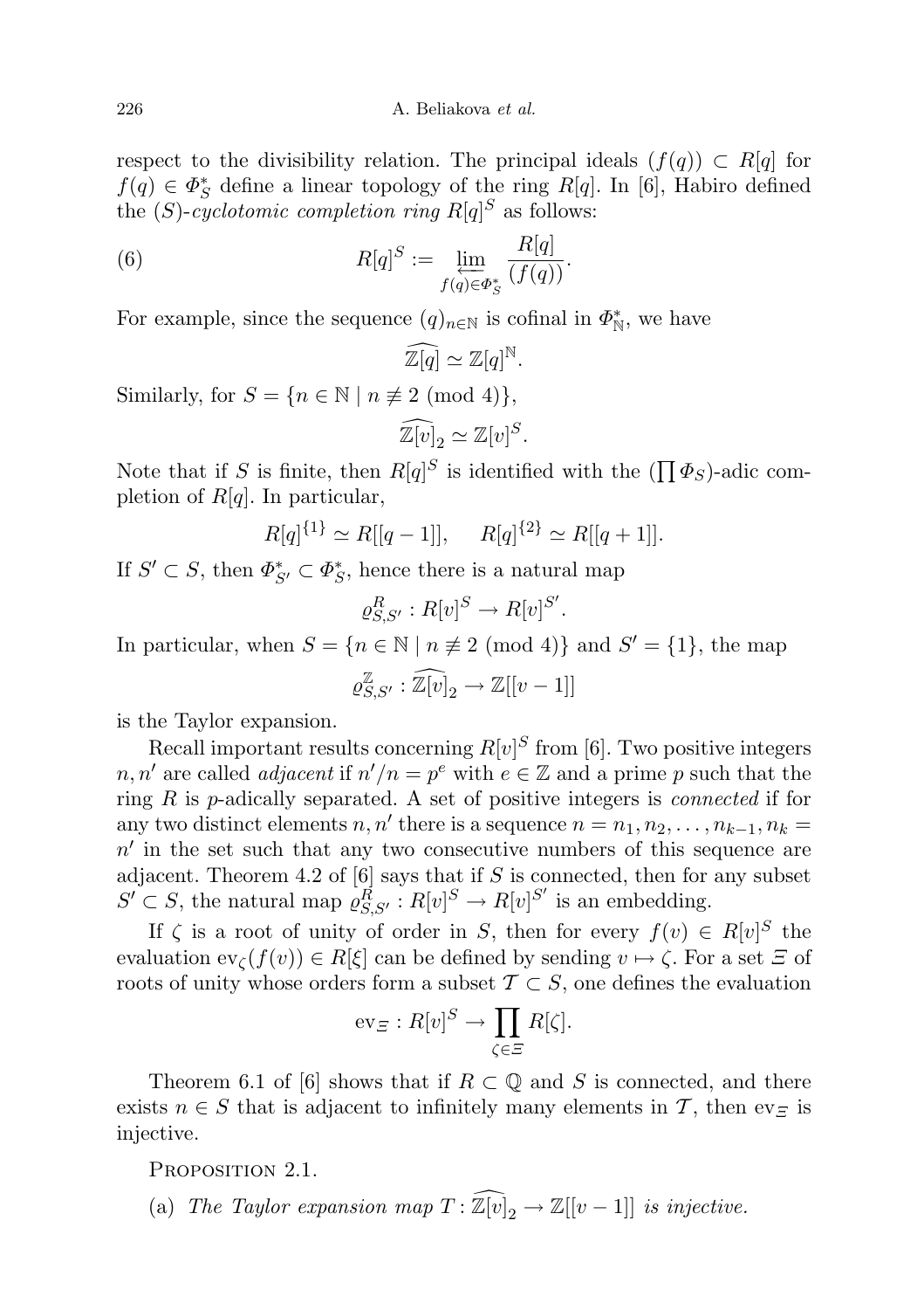respect to the divisibility relation. The principal ideals $(f(q)) \subset R[q]$ for $f(q) \in \Phi^*_S$ define a linear topology of the ring $R[q]$. In [6], Habiro defined the $(S)$-*cyclotomic completion ring* $R[q]^S$ as follows:

$$R[q]^S := \varprojlim_{f(q)\in\Phi^*_S} \frac{R[q]}{(f(q))}. \tag{6}$$

For example, since the sequence $(q)_{n\in\mathbb{N}}$ is cofinal in $\Phi^*_{\mathbb{N}}$, we have

$$\widehat{\mathbb{Z}[q]} \simeq \mathbb{Z}[q]^{\mathbb{N}}.$$

Similarly, for $S = \{n \in \mathbb{N} \mid n \not\equiv 2 \pmod 4\}$,

$$\widehat{\mathbb{Z}[v]}_2 \simeq \mathbb{Z}[v]^S.$$

Note that if $S$ is finite, then $R[q]^S$ is identified with the $(\prod \Phi_S)$-adic completion of $R[q]$. In particular,

$$R[q]^{\{1\}} \simeq R[[q-1]], \quad R[q]^{\{2\}} \simeq R[[q+1]].$$

If $S' \subset S$, then $\Phi^*_{S'} \subset \Phi^*_S$, hence there is a natural map

$$\varrho^R_{S,S'} : R[v]^S \to R[v]^{S'}.$$

In particular, when $S = \{n \in \mathbb{N} \mid n \not\equiv 2 \pmod 4\}$ and $S' = \{1\}$, the map

$$\varrho^{\mathbb{Z}}_{S,S'} : \widehat{\mathbb{Z}[v]}_2 \to \mathbb{Z}[[v-1]]$$

is the Taylor expansion.

Recall important results concerning $R[v]^S$ from [6]. Two positive integers $n, n'$ are called *adjacent* if $n'/n = p^e$ with $e \in \mathbb{Z}$ and a prime $p$ such that the ring $R$ is $p$-adically separated. A set of positive integers is *connected* if for any two distinct elements $n, n'$ there is a sequence $n = n_1, n_2, \ldots, n_{k-1}, n_k = n'$ in the set such that any two consecutive numbers of this sequence are adjacent. Theorem 4.2 of [6] says that if $S$ is connected, then for any subset $S' \subset S$, the natural map $\varrho^R_{S,S'} : R[v]^S \to R[v]^{S'}$ is an embedding.

If $\zeta$ is a root of unity of order in $S$, then for every $f(v) \in R[v]^S$ the evaluation $\mathrm{ev}_\zeta(f(v)) \in R[\xi]$ can be defined by sending $v \mapsto \zeta$. For a set $\Xi$ of roots of unity whose orders form a subset $\mathcal{T} \subset S$, one defines the evaluation

$$\mathrm{ev}_\Xi : R[v]^S \to \prod_{\zeta\in\Xi} R[\zeta].$$

Theorem 6.1 of [6] shows that if $R \subset \mathbb{Q}$ and $S$ is connected, and there exists $n \in S$ that is adjacent to infinitely many elements in $\mathcal{T}$, then $\mathrm{ev}_\Xi$ is injective.

PROPOSITION 2.1.

(a) *The Taylor expansion map* $T : \widehat{\mathbb{Z}[v]}_2 \to \mathbb{Z}[[v-1]]$ *is injective.*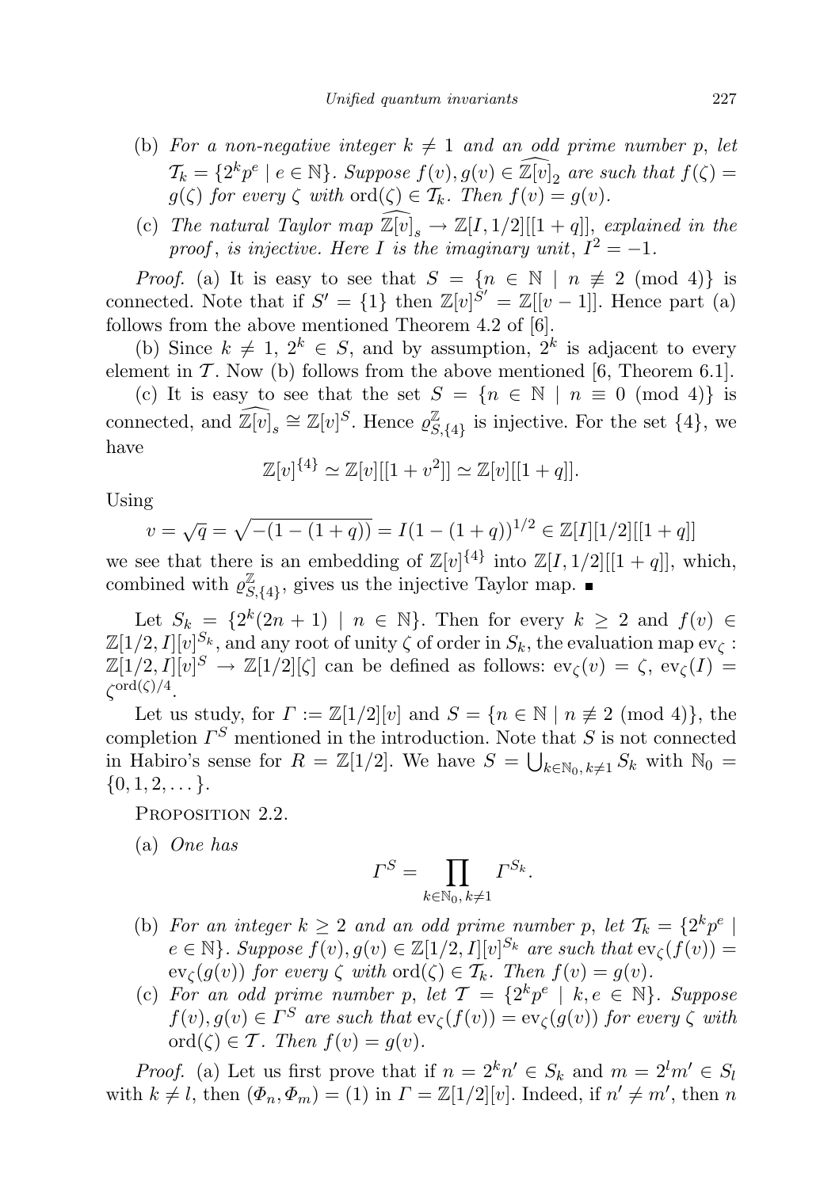(b) *For a non-negative integer $k \neq 1$ and an odd prime number $p$, let $\mathcal{T}_k = \{2^k p^e \mid e \in \mathbb{N}\}$. Suppose $f(v), g(v) \in \widehat{\mathbb{Z}[v]}_2$ are such that $f(\zeta) = g(\zeta)$ for every $\zeta$ with $\operatorname{ord}(\zeta) \in \mathcal{T}_k$. Then $f(v) = g(v)$.*

(c) *The natural Taylor map $\widehat{\mathbb{Z}[v]}_s \to \mathbb{Z}[I, 1/2][[1+q]]$, explained in the proof, is injective. Here $I$ is the imaginary unit, $I^2 = -1$.*

*Proof.* (a) It is easy to see that $S = \{n \in \mathbb{N} \mid n \not\equiv 2 \pmod 4\}$ is connected. Note that if $S' = \{1\}$ then $\mathbb{Z}[v]^{S'} = \mathbb{Z}[[v-1]]$. Hence part (a) follows from the above mentioned Theorem 4.2 of [6].

(b) Since $k \neq 1$, $2^k \in S$, and by assumption, $2^k$ is adjacent to every element in $\mathcal{T}$. Now (b) follows from the above mentioned [6, Theorem 6.1].

(c) It is easy to see that the set $S = \{n \in \mathbb{N} \mid n \equiv 0 \pmod 4\}$ is connected, and $\widehat{\mathbb{Z}[v]}_s \cong \mathbb{Z}[v]^S$. Hence $\varrho^{\mathbb{Z}}_{S,\{4\}}$ is injective. For the set $\{4\}$, we have

$$\mathbb{Z}[v]^{\{4\}} \simeq \mathbb{Z}[v][[1+v^2]] \simeq \mathbb{Z}[v][[1+q]].$$

Using

$$v = \sqrt{q} = \sqrt{-(1-(1+q))} = I(1-(1+q))^{1/2} \in \mathbb{Z}[I][1/2][[1+q]]$$

we see that there is an embedding of $\mathbb{Z}[v]^{\{4\}}$ into $\mathbb{Z}[I, 1/2][[1+q]]$, which, combined with $\varrho^{\mathbb{Z}}_{S,\{4\}}$, gives us the injective Taylor map. ■

Let $S_k = \{2^k(2n+1) \mid n \in \mathbb{N}\}$. Then for every $k \geq 2$ and $f(v) \in \mathbb{Z}[1/2, I][v]^{S_k}$, and any root of unity $\zeta$ of order in $S_k$, the evaluation map $\operatorname{ev}_\zeta : \mathbb{Z}[1/2, I][v]^S \to \mathbb{Z}[1/2][\zeta]$ can be defined as follows: $\operatorname{ev}_\zeta(v) = \zeta$, $\operatorname{ev}_\zeta(I) = \zeta^{\operatorname{ord}(\zeta)/4}$.

Let us study, for $\Gamma := \mathbb{Z}[1/2][v]$ and $S = \{n \in \mathbb{N} \mid n \not\equiv 2 \pmod 4\}$, the completion $\Gamma^S$ mentioned in the introduction. Note that $S$ is not connected in Habiro's sense for $R = \mathbb{Z}[1/2]$. We have $S = \bigcup_{k \in \mathbb{N}_0, k \neq 1} S_k$ with $\mathbb{N}_0 = \{0, 1, 2, \dots\}$.

Proposition 2.2.

(a) *One has*

$$\Gamma^S = \prod_{k \in \mathbb{N}_0,\, k \neq 1} \Gamma^{S_k}.$$

(b) *For an integer $k \geq 2$ and an odd prime number $p$, let $\mathcal{T}_k = \{2^k p^e \mid e \in \mathbb{N}\}$. Suppose $f(v), g(v) \in \mathbb{Z}[1/2, I][v]^{S_k}$ are such that $\operatorname{ev}_\zeta(f(v)) = \operatorname{ev}_\zeta(g(v))$ for every $\zeta$ with $\operatorname{ord}(\zeta) \in \mathcal{T}_k$. Then $f(v) = g(v)$.*

(c) *For an odd prime number $p$, let $\mathcal{T} = \{2^k p^e \mid k, e \in \mathbb{N}\}$. Suppose $f(v), g(v) \in \Gamma^S$ are such that $\operatorname{ev}_\zeta(f(v)) = \operatorname{ev}_\zeta(g(v))$ for every $\zeta$ with $\operatorname{ord}(\zeta) \in \mathcal{T}$. Then $f(v) = g(v)$.*

*Proof.* (a) Let us first prove that if $n = 2^k n' \in S_k$ and $m = 2^l m' \in S_l$ with $k \neq l$, then $(\Phi_n, \Phi_m) = (1)$ in $\Gamma = \mathbb{Z}[1/2][v]$. Indeed, if $n' \neq m'$, then $n$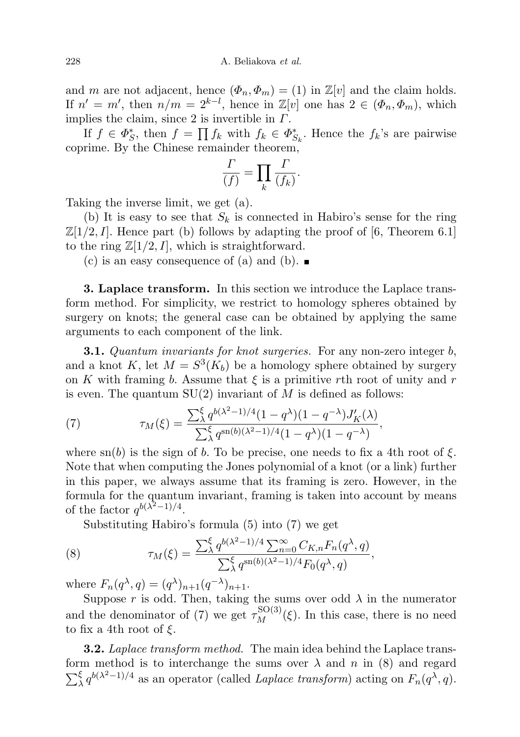and $m$ are not adjacent, hence $(\Phi_n, \Phi_m) = (1)$ in $\mathbb{Z}[v]$ and the claim holds. If $n' = m'$, then $n/m = 2^{k-l}$, hence in $\mathbb{Z}[v]$ one has $2 \in (\Phi_n, \Phi_m)$, which implies the claim, since 2 is invertible in $\Gamma$.

If $f \in \Phi_S^*$, then $f = \prod f_k$ with $f_k \in \Phi_{S_k}^*$. Hence the $f_k$'s are pairwise coprime. By the Chinese remainder theorem,

$$\frac{\Gamma}{(f)} = \prod_k \frac{\Gamma}{(f_k)}.$$

Taking the inverse limit, we get (a).

(b) It is easy to see that $S_k$ is connected in Habiro's sense for the ring $\mathbb{Z}[1/2, I]$. Hence part (b) follows by adapting the proof of [6, Theorem 6.1] to the ring $\mathbb{Z}[1/2, I]$, which is straightforward.

(c) is an easy consequence of (a) and (b). ∎

**3. Laplace transform.** In this section we introduce the Laplace transform method. For simplicity, we restrict to homology spheres obtained by surgery on knots; the general case can be obtained by applying the same arguments to each component of the link.

**3.1.** *Quantum invariants for knot surgeries.* For any non-zero integer $b$, and a knot $K$, let $M = S^3(K_b)$ be a homology sphere obtained by surgery on $K$ with framing $b$. Assume that $\xi$ is a primitive $r$th root of unity and $r$ is even. The quantum SU(2) invariant of $M$ is defined as follows:

$$\tau_M(\xi) = \frac{\sum_\lambda^\xi q^{b(\lambda^2-1)/4}(1-q^\lambda)(1-q^{-\lambda})J_K'(\lambda)}{\sum_\lambda^\xi q^{\mathrm{sn}(b)(\lambda^2-1)/4}(1-q^\lambda)(1-q^{-\lambda})}, \tag{7}$$

where $\mathrm{sn}(b)$ is the sign of $b$. To be precise, one needs to fix a 4th root of $\xi$. Note that when computing the Jones polynomial of a knot (or a link) further in this paper, we always assume that its framing is zero. However, in the formula for the quantum invariant, framing is taken into account by means of the factor $q^{b(\lambda^2-1)/4}$.

Substituting Habiro's formula (5) into (7) we get

$$\tau_M(\xi) = \frac{\sum_\lambda^\xi q^{b(\lambda^2-1)/4}\sum_{n=0}^\infty C_{K,n}F_n(q^\lambda, q)}{\sum_\lambda^\xi q^{\mathrm{sn}(b)(\lambda^2-1)/4}F_0(q^\lambda, q)}, \tag{8}$$

where $F_n(q^\lambda, q) = (q^\lambda)_{n+1}(q^{-\lambda})_{n+1}$.

Suppose $r$ is odd. Then, taking the sums over odd $\lambda$ in the numerator and the denominator of (7) we get $\tau_M^{\mathrm{SO}(3)}(\xi)$. In this case, there is no need to fix a 4th root of $\xi$.

**3.2.** *Laplace transform method.* The main idea behind the Laplace transform method is to interchange the sums over $\lambda$ and $n$ in (8) and regard $\sum_\lambda^\xi q^{b(\lambda^2-1)/4}$ as an operator (called *Laplace transform*) acting on $F_n(q^\lambda, q)$.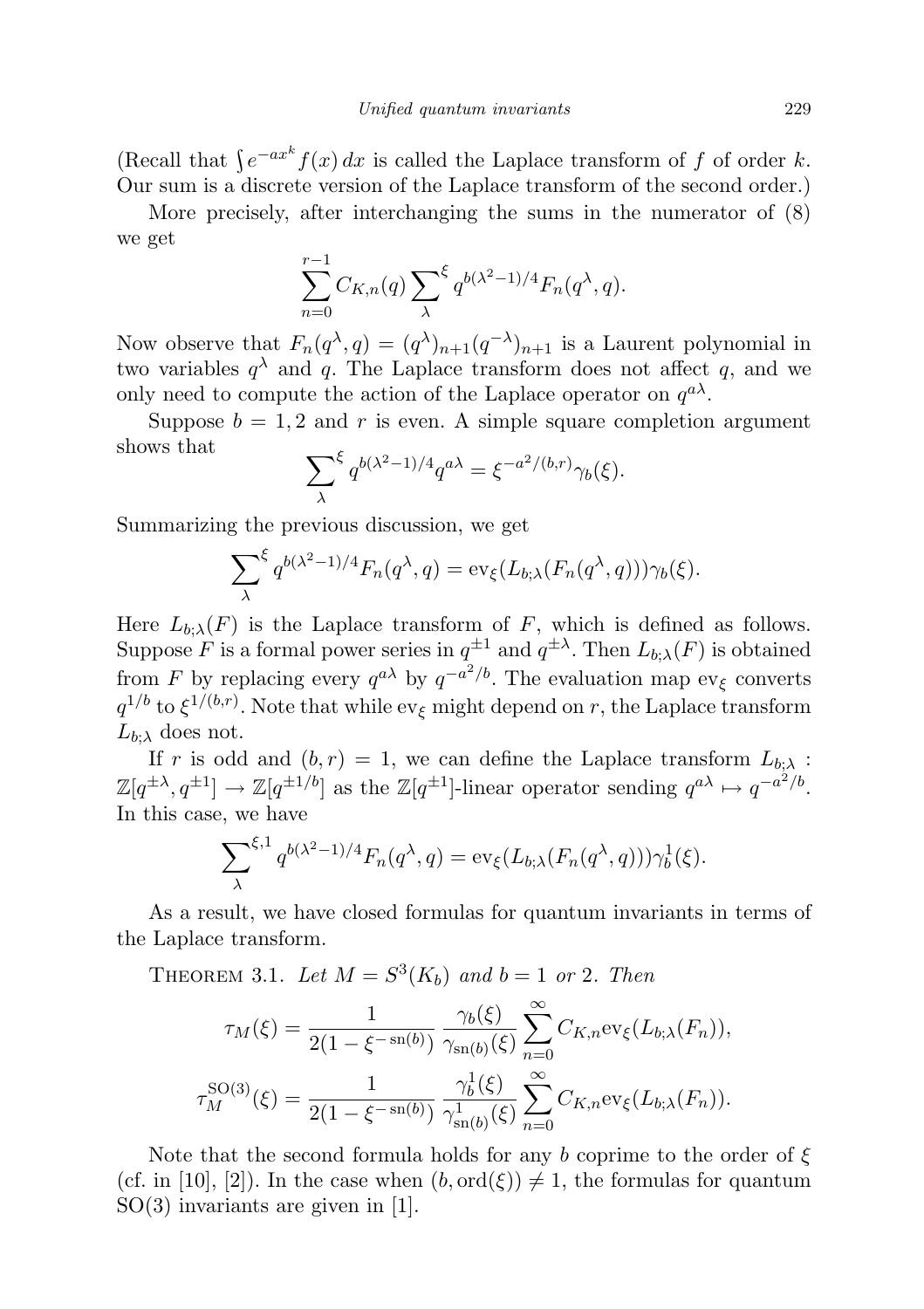(Recall that $\int e^{-ax^k} f(x)\, dx$ is called the Laplace transform of $f$ of order $k$. Our sum is a discrete version of the Laplace transform of the second order.)

More precisely, after interchanging the sums in the numerator of (8) we get

$$\sum_{n=0}^{r-1} C_{K,n}(q) \sum_{\lambda}^{\xi} q^{b(\lambda^2-1)/4} F_n(q^\lambda, q).$$

Now observe that $F_n(q^\lambda, q) = (q^\lambda)_{n+1}(q^{-\lambda})_{n+1}$ is a Laurent polynomial in two variables $q^\lambda$ and $q$. The Laplace transform does not affect $q$, and we only need to compute the action of the Laplace operator on $q^{a\lambda}$.

Suppose $b = 1, 2$ and $r$ is even. A simple square completion argument shows that

$$\sum_{\lambda}^{\xi} q^{b(\lambda^2-1)/4} q^{a\lambda} = \xi^{-a^2/(b,r)} \gamma_b(\xi).$$

Summarizing the previous discussion, we get

$$\sum_{\lambda}^{\xi} q^{b(\lambda^2-1)/4} F_n(q^\lambda, q) = \mathrm{ev}_\xi(L_{b;\lambda}(F_n(q^\lambda, q)))\gamma_b(\xi).$$

Here $L_{b;\lambda}(F)$ is the Laplace transform of $F$, which is defined as follows. Suppose $F$ is a formal power series in $q^{\pm 1}$ and $q^{\pm\lambda}$. Then $L_{b;\lambda}(F)$ is obtained from $F$ by replacing every $q^{a\lambda}$ by $q^{-a^2/b}$. The evaluation map $\mathrm{ev}_\xi$ converts $q^{1/b}$ to $\xi^{1/(b,r)}$. Note that while $\mathrm{ev}_\xi$ might depend on $r$, the Laplace transform $L_{b;\lambda}$ does not.

If $r$ is odd and $(b, r) = 1$, we can define the Laplace transform $L_{b;\lambda} : \mathbb{Z}[q^{\pm\lambda}, q^{\pm 1}] \to \mathbb{Z}[q^{\pm 1/b}]$ as the $\mathbb{Z}[q^{\pm 1}]$-linear operator sending $q^{a\lambda} \mapsto q^{-a^2/b}$. In this case, we have

$$\sum_{\lambda}^{\xi,1} q^{b(\lambda^2-1)/4} F_n(q^\lambda, q) = \mathrm{ev}_\xi(L_{b;\lambda}(F_n(q^\lambda, q)))\gamma_b^1(\xi).$$

As a result, we have closed formulas for quantum invariants in terms of the Laplace transform.

THEOREM 3.1. *Let $M = S^3(K_b)$ and $b = 1$ or $2$. Then*

$$\tau_M(\xi) = \frac{1}{2(1 - \xi^{-\mathrm{sn}(b)})} \frac{\gamma_b(\xi)}{\gamma_{\mathrm{sn}(b)}(\xi)} \sum_{n=0}^{\infty} C_{K,n} \mathrm{ev}_\xi(L_{b;\lambda}(F_n)),$$

$$\tau_M^{\mathrm{SO}(3)}(\xi) = \frac{1}{2(1 - \xi^{-\mathrm{sn}(b)})} \frac{\gamma_b^1(\xi)}{\gamma_{\mathrm{sn}(b)}^1(\xi)} \sum_{n=0}^{\infty} C_{K,n} \mathrm{ev}_\xi(L_{b;\lambda}(F_n)).$$

Note that the second formula holds for any $b$ coprime to the order of $\xi$ (cf. in [10], [2]). In the case when $(b, \mathrm{ord}(\xi)) \neq 1$, the formulas for quantum SO(3) invariants are given in [1].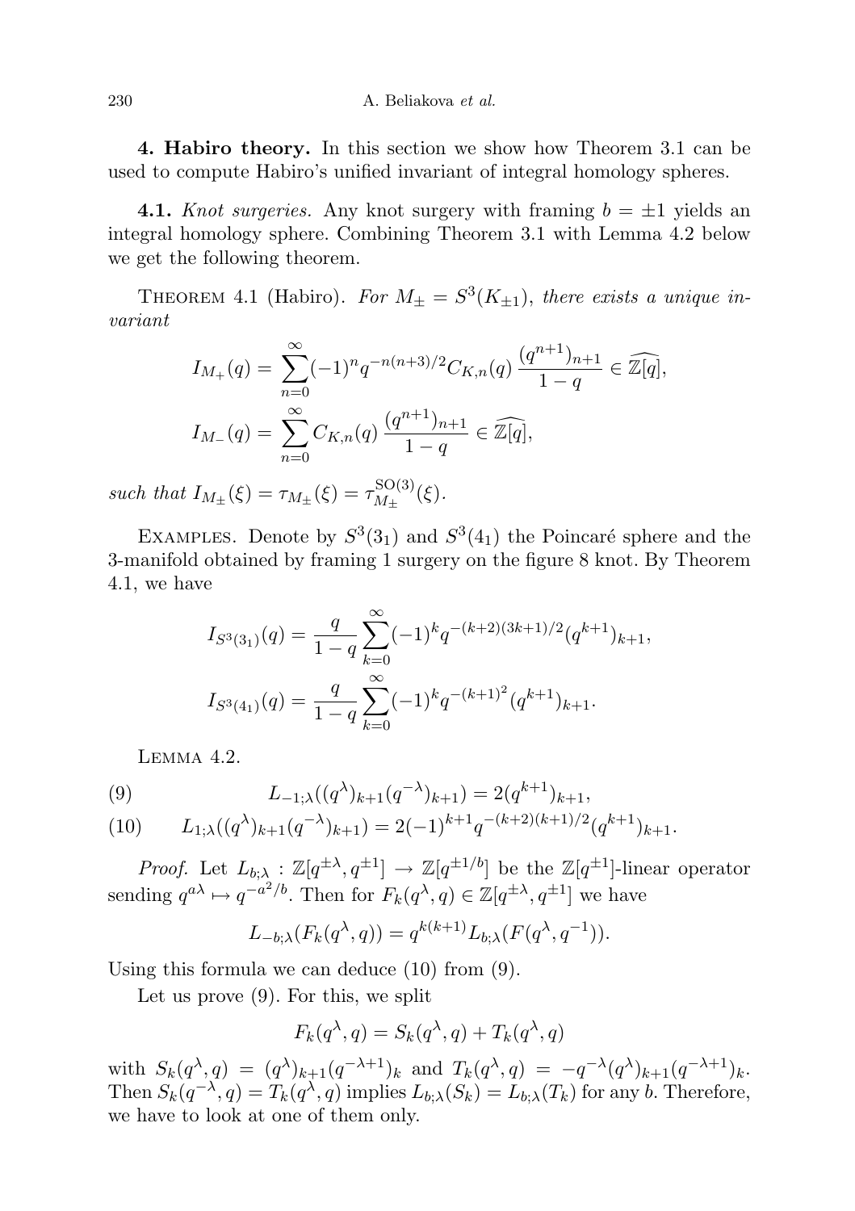**4. Habiro theory.** In this section we show how Theorem 3.1 can be used to compute Habiro's unified invariant of integral homology spheres.

**4.1.** *Knot surgeries.* Any knot surgery with framing $b = \pm 1$ yields an integral homology sphere. Combining Theorem 3.1 with Lemma 4.2 below we get the following theorem.

THEOREM 4.1 (Habiro). *For $M_\pm = S^3(K_{\pm 1})$, there exists a unique invariant*

$$I_{M_+}(q) = \sum_{n=0}^{\infty} (-1)^n q^{-n(n+3)/2} C_{K,n}(q) \, \frac{(q^{n+1})_{n+1}}{1-q} \in \widehat{\mathbb{Z}[q]},$$

$$I_{M_-}(q) = \sum_{n=0}^{\infty} C_{K,n}(q) \, \frac{(q^{n+1})_{n+1}}{1-q} \in \widehat{\mathbb{Z}[q]},$$

*such that $I_{M_\pm}(\xi) = \tau_{M_\pm}(\xi) = \tau^{\mathrm{SO}(3)}_{M_\pm}(\xi)$.*

EXAMPLES. Denote by $S^3(3_1)$ and $S^3(4_1)$ the Poincaré sphere and the 3-manifold obtained by framing 1 surgery on the figure 8 knot. By Theorem 4.1, we have

$$I_{S^3(3_1)}(q) = \frac{q}{1-q} \sum_{k=0}^{\infty} (-1)^k q^{-(k+2)(3k+1)/2} (q^{k+1})_{k+1},$$

$$I_{S^3(4_1)}(q) = \frac{q}{1-q} \sum_{k=0}^{\infty} (-1)^k q^{-(k+1)^2} (q^{k+1})_{k+1}.$$

LEMMA 4.2.

$$L_{-1;\lambda}((q^\lambda)_{k+1}(q^{-\lambda})_{k+1}) = 2(q^{k+1})_{k+1}, \tag{9}$$

$$L_{1;\lambda}((q^\lambda)_{k+1}(q^{-\lambda})_{k+1}) = 2(-1)^{k+1} q^{-(k+2)(k+1)/2} (q^{k+1})_{k+1}. \tag{10}$$

*Proof.* Let $L_{b;\lambda} : \mathbb{Z}[q^{\pm\lambda}, q^{\pm 1}] \to \mathbb{Z}[q^{\pm 1/b}]$ be the $\mathbb{Z}[q^{\pm 1}]$-linear operator sending $q^{a\lambda} \mapsto q^{-a^2/b}$. Then for $F_k(q^\lambda, q) \in \mathbb{Z}[q^{\pm\lambda}, q^{\pm 1}]$ we have

$$L_{-b;\lambda}(F_k(q^\lambda, q)) = q^{k(k+1)} L_{b;\lambda}(F(q^\lambda, q^{-1})).$$

Using this formula we can deduce (10) from (9).

Let us prove (9). For this, we split

$$F_k(q^\lambda, q) = S_k(q^\lambda, q) + T_k(q^\lambda, q)$$

with $S_k(q^\lambda, q) = (q^\lambda)_{k+1}(q^{-\lambda+1})_k$ and $T_k(q^\lambda, q) = -q^{-\lambda}(q^\lambda)_{k+1}(q^{-\lambda+1})_k$. Then $S_k(q^{-\lambda}, q) = T_k(q^\lambda, q)$ implies $L_{b;\lambda}(S_k) = L_{b;\lambda}(T_k)$ for any $b$. Therefore, we have to look at one of them only.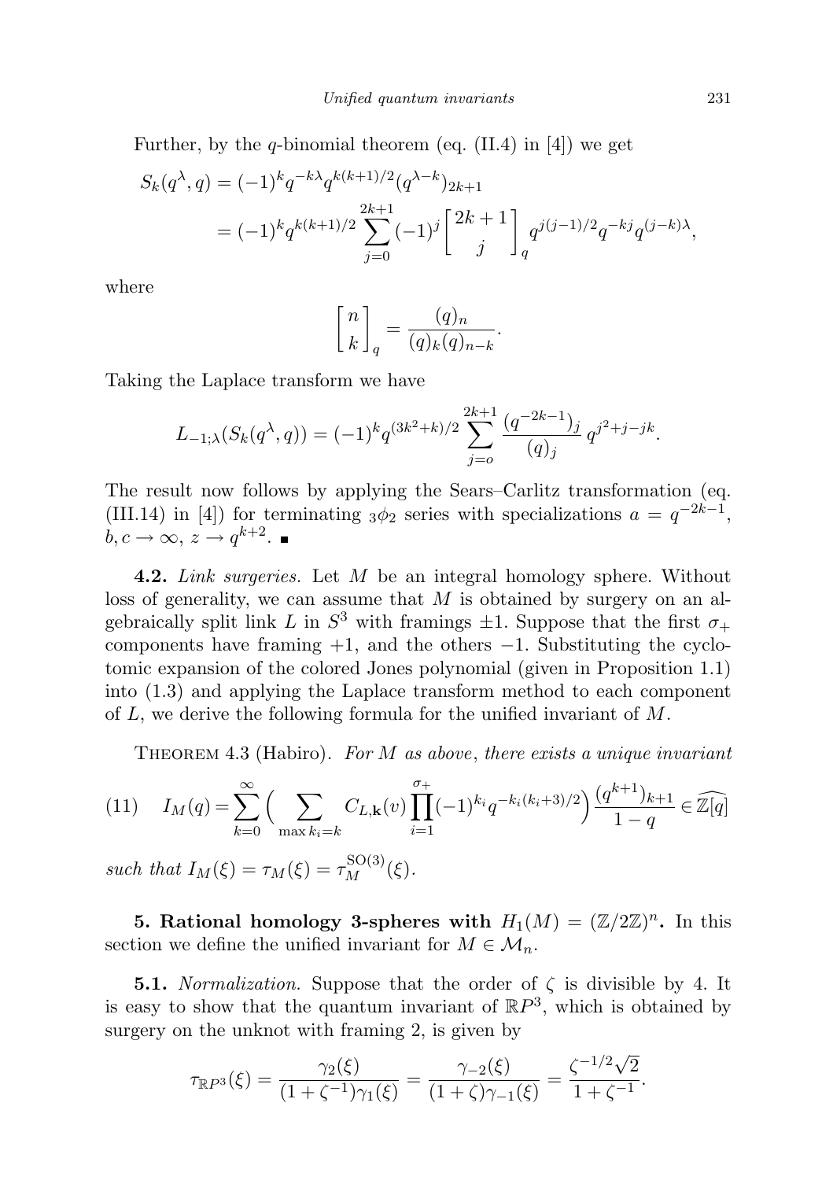Further, by the $q$-binomial theorem (eq. (II.4) in [4]) we get

$$
\begin{aligned}
S_k(q^\lambda, q) &= (-1)^k q^{-k\lambda} q^{k(k+1)/2} (q^{\lambda-k})_{2k+1} \\
&= (-1)^k q^{k(k+1)/2} \sum_{j=0}^{2k+1} (-1)^j \begin{bmatrix} 2k+1 \\ j \end{bmatrix}_q q^{j(j-1)/2} q^{-kj} q^{(j-k)\lambda},
\end{aligned}
$$

where

$$
\begin{bmatrix} n \\ k \end{bmatrix}_q = \frac{(q)_n}{(q)_k (q)_{n-k}}.
$$

Taking the Laplace transform we have

$$
L_{-1;\lambda}(S_k(q^\lambda, q)) = (-1)^k q^{(3k^2+k)/2} \sum_{j=o}^{2k+1} \frac{(q^{-2k-1})_j}{(q)_j} \, q^{j^2+j-jk}.
$$

The result now follows by applying the Sears–Carlitz transformation (eq. (III.14) in [4]) for terminating ${}_3\phi_2$ series with specializations $a = q^{-2k-1}$, $b, c \to \infty$, $z \to q^{k+2}$. ∎

**4.2.** *Link surgeries.* Let $M$ be an integral homology sphere. Without loss of generality, we can assume that $M$ is obtained by surgery on an algebraically split link $L$ in $S^3$ with framings $\pm 1$. Suppose that the first $\sigma_+$ components have framing $+1$, and the others $-1$. Substituting the cyclotomic expansion of the colored Jones polynomial (given in Proposition 1.1) into (1.3) and applying the Laplace transform method to each component of $L$, we derive the following formula for the unified invariant of $M$.

Theorem 4.3 (Habiro). *For $M$ as above, there exists a unique invariant*

$$
I_M(q) = \sum_{k=0}^{\infty} \Big( \sum_{\max k_i = k} C_{L,\mathbf{k}}(v) \prod_{i=1}^{\sigma_+} (-1)^{k_i} q^{-k_i(k_i+3)/2} \Big) \frac{(q^{k+1})_{k+1}}{1-q} \in \widehat{\mathbb{Z}[q]} \tag{11}
$$

*such that $I_M(\xi) = \tau_M(\xi) = \tau_M^{\mathrm{SO}(3)}(\xi)$.*

**5. Rational homology 3-spheres with $H_1(M) = (\mathbb{Z}/2\mathbb{Z})^n$.** In this section we define the unified invariant for $M \in \mathcal{M}_n$.

**5.1.** *Normalization.* Suppose that the order of $\zeta$ is divisible by 4. It is easy to show that the quantum invariant of $\mathbb{R}P^3$, which is obtained by surgery on the unknot with framing 2, is given by

$$
\tau_{\mathbb{R}P^3}(\xi) = \frac{\gamma_2(\xi)}{(1+\zeta^{-1})\gamma_1(\xi)} = \frac{\gamma_{-2}(\xi)}{(1+\zeta)\gamma_{-1}(\xi)} = \frac{\zeta^{-1/2}\sqrt{2}}{1+\zeta^{-1}}.
$$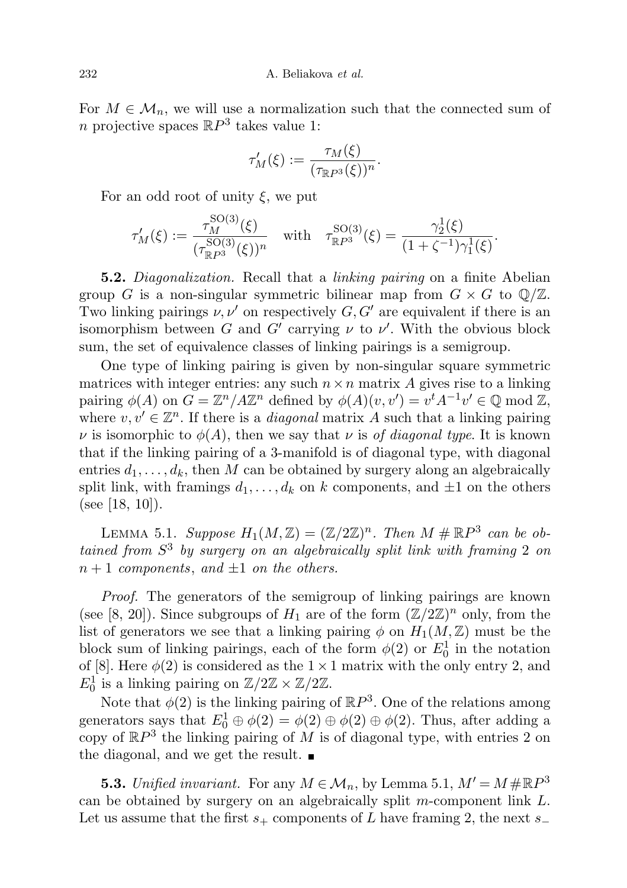For $M \in \mathcal{M}_n$, we will use a normalization such that the connected sum of $n$ projective spaces $\mathbb{R}P^3$ takes value 1:

$$\tau'_M(\xi) := \frac{\tau_M(\xi)}{(\tau_{\mathbb{R}P^3}(\xi))^n}.$$

For an odd root of unity $\xi$, we put

$$\tau'_M(\xi) := \frac{\tau_M^{\mathrm{SO}(3)}(\xi)}{(\tau_{\mathbb{R}P^3}^{\mathrm{SO}(3)}(\xi))^n} \quad \text{with} \quad \tau_{\mathbb{R}P^3}^{\mathrm{SO}(3)}(\xi) = \frac{\gamma_2^1(\xi)}{(1+\zeta^{-1})\gamma_1^1(\xi)}.$$

**5.2.** *Diagonalization.* Recall that a *linking pairing* on a finite Abelian group $G$ is a non-singular symmetric bilinear map from $G \times G$ to $\mathbb{Q}/\mathbb{Z}$. Two linking pairings $\nu, \nu'$ on respectively $G, G'$ are equivalent if there is an isomorphism between $G$ and $G'$ carrying $\nu$ to $\nu'$. With the obvious block sum, the set of equivalence classes of linking pairings is a semigroup.

One type of linking pairing is given by non-singular square symmetric matrices with integer entries: any such $n \times n$ matrix $A$ gives rise to a linking pairing $\phi(A)$ on $G = \mathbb{Z}^n / A\mathbb{Z}^n$ defined by $\phi(A)(v, v') = v^t A^{-1} v' \in \mathbb{Q} \bmod \mathbb{Z}$, where $v, v' \in \mathbb{Z}^n$. If there is a *diagonal* matrix $A$ such that a linking pairing $\nu$ is isomorphic to $\phi(A)$, then we say that $\nu$ is *of diagonal type*. It is known that if the linking pairing of a 3-manifold is of diagonal type, with diagonal entries $d_1, \dots, d_k$, then $M$ can be obtained by surgery along an algebraically split link, with framings $d_1, \dots, d_k$ on $k$ components, and $\pm 1$ on the others (see [18, 10]).

LEMMA 5.1. *Suppose $H_1(M, \mathbb{Z}) = (\mathbb{Z}/2\mathbb{Z})^n$. Then $M \# \mathbb{R}P^3$ can be obtained from $S^3$ by surgery on an algebraically split link with framing* 2 *on $n+1$ components*, *and $\pm 1$ on the others.*

*Proof.* The generators of the semigroup of linking pairings are known (see [8, 20]). Since subgroups of $H_1$ are of the form $(\mathbb{Z}/2\mathbb{Z})^n$ only, from the list of generators we see that a linking pairing $\phi$ on $H_1(M, \mathbb{Z})$ must be the block sum of linking pairings, each of the form $\phi(2)$ or $E_0^1$ in the notation of [8]. Here $\phi(2)$ is considered as the $1 \times 1$ matrix with the only entry 2, and $E_0^1$ is a linking pairing on $\mathbb{Z}/2\mathbb{Z} \times \mathbb{Z}/2\mathbb{Z}$.

Note that $\phi(2)$ is the linking pairing of $\mathbb{R}P^3$. One of the relations among generators says that $E_0^1 \oplus \phi(2) = \phi(2) \oplus \phi(2) \oplus \phi(2)$. Thus, after adding a copy of $\mathbb{R}P^3$ the linking pairing of $M$ is of diagonal type, with entries 2 on the diagonal, and we get the result. ∎

**5.3.** *Unified invariant.* For any $M \in \mathcal{M}_n$, by Lemma 5.1, $M' = M \# \mathbb{R}P^3$ can be obtained by surgery on an algebraically split $m$-component link $L$. Let us assume that the first $s_+$ components of $L$ have framing 2, the next $s_-$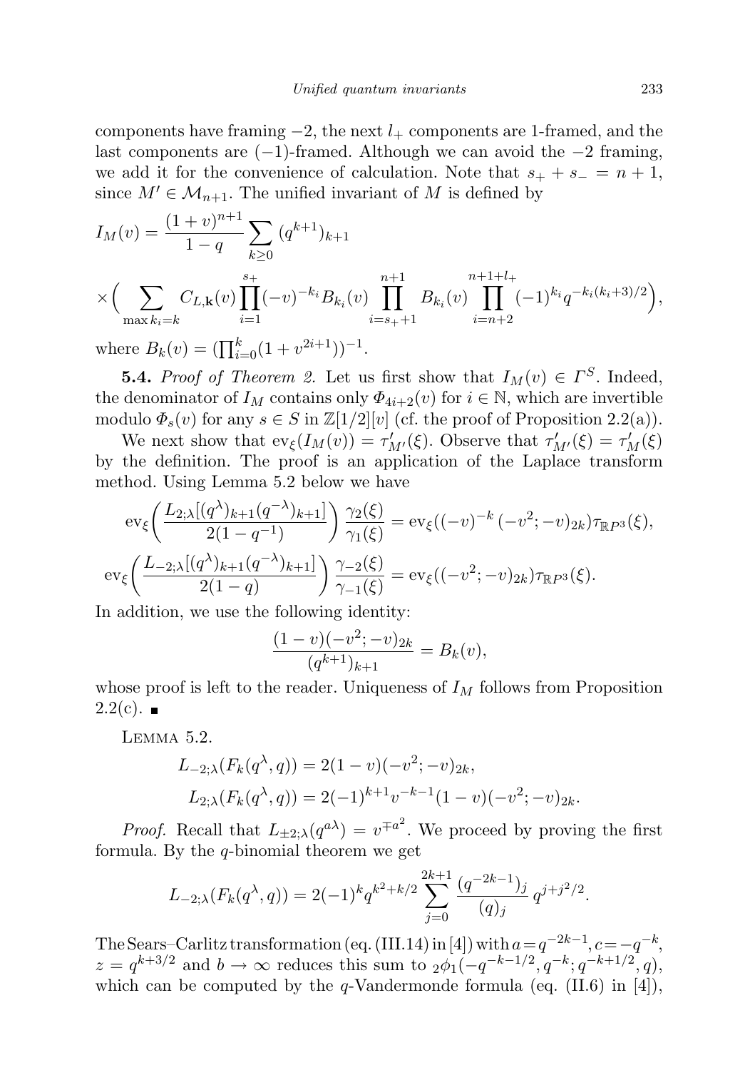components have framing $-2$, the next $l_+$ components are 1-framed, and the last components are $(-1)$-framed. Although we can avoid the $-2$ framing, we add it for the convenience of calculation. Note that $s_+ + s_- = n+1$, since $M' \in \mathcal{M}_{n+1}$. The unified invariant of $M$ is defined by

$$I_M(v) = \frac{(1+v)^{n+1}}{1-q} \sum_{k \geq 0} (q^{k+1})_{k+1}$$
$$\times \Big( \sum_{\max k_i = k} C_{L,\mathbf{k}}(v) \prod_{i=1}^{s_+} (-v)^{-k_i} B_{k_i}(v) \prod_{i=s_++1}^{n+1} B_{k_i}(v) \prod_{i=n+2}^{n+1+l_+} (-1)^{k_i} q^{-k_i(k_i+3)/2} \Big),$$

where $B_k(v) = (\prod_{i=0}^{k} (1+v^{2i+1}))^{-1}$.

**5.4.** *Proof of Theorem 2.* Let us first show that $I_M(v) \in \Gamma^S$. Indeed, the denominator of $I_M$ contains only $\Phi_{4i+2}(v)$ for $i \in \mathbb{N}$, which are invertible modulo $\Phi_s(v)$ for any $s \in S$ in $\mathbb{Z}[1/2][v]$ (cf. the proof of Proposition 2.2(a)).

We next show that $\mathrm{ev}_\xi(I_M(v)) = \tau'_{M'}(\xi)$. Observe that $\tau'_{M'}(\xi) = \tau'_M(\xi)$ by the definition. The proof is an application of the Laplace transform method. Using Lemma 5.2 below we have

$$\mathrm{ev}_\xi\bigg(\frac{L_{2;\lambda}[(q^\lambda)_{k+1}(q^{-\lambda})_{k+1}]}{2(1-q^{-1})}\bigg) \frac{\gamma_2(\xi)}{\gamma_1(\xi)} = \mathrm{ev}_\xi((-v)^{-k}\,(-v^2;-v)_{2k})\tau_{\mathbb{R}P^3}(\xi),$$

$$\mathrm{ev}_\xi\bigg(\frac{L_{-2;\lambda}[(q^\lambda)_{k+1}(q^{-\lambda})_{k+1}]}{2(1-q)}\bigg) \frac{\gamma_{-2}(\xi)}{\gamma_{-1}(\xi)} = \mathrm{ev}_\xi((-v^2;-v)_{2k})\tau_{\mathbb{R}P^3}(\xi).$$

In addition, we use the following identity:

$$\frac{(1-v)(-v^2;-v)_{2k}}{(q^{k+1})_{k+1}} = B_k(v),$$

whose proof is left to the reader. Uniqueness of $I_M$ follows from Proposition 2.2(c). ∎

Lemma 5.2.

$$L_{-2;\lambda}(F_k(q^\lambda, q)) = 2(1-v)(-v^2;-v)_{2k},$$
$$L_{2;\lambda}(F_k(q^\lambda, q)) = 2(-1)^{k+1} v^{-k-1}(1-v)(-v^2;-v)_{2k}.$$

*Proof.* Recall that $L_{\pm 2;\lambda}(q^{a\lambda}) = v^{\mp a^2}$. We proceed by proving the first formula. By the $q$-binomial theorem we get

$$L_{-2;\lambda}(F_k(q^\lambda, q)) = 2(-1)^k q^{k^2+k/2} \sum_{j=0}^{2k+1} \frac{(q^{-2k-1})_j}{(q)_j}\, q^{j+j^2/2}.$$

The Sears–Carlitz transformation (eq. (III.14) in [4]) with $a = q^{-2k-1}$, $c = -q^{-k}$, $z = q^{k+3/2}$ and $b \to \infty$ reduces this sum to ${}_2\phi_1(-q^{-k-1/2}, q^{-k}; q^{-k+1/2}, q)$, which can be computed by the $q$-Vandermonde formula (eq. (II.6) in [4]),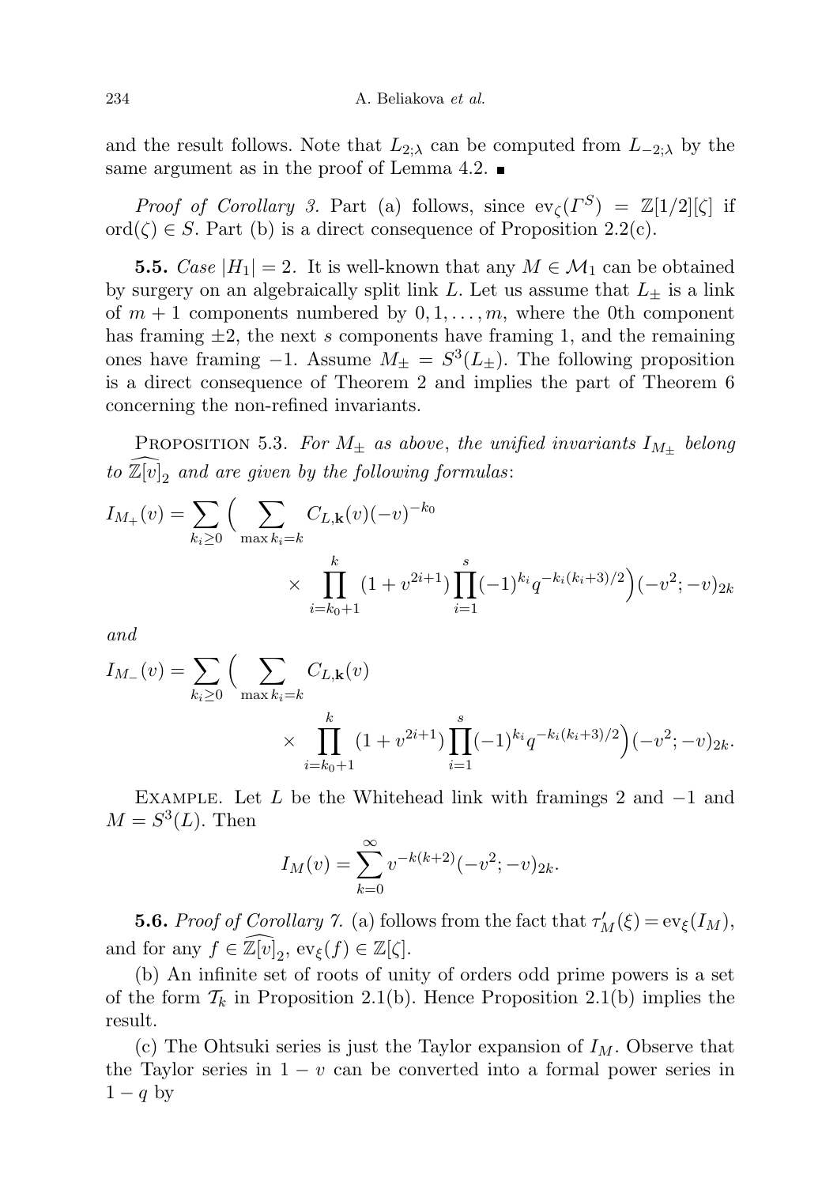and the result follows. Note that $L_{2;\lambda}$ can be computed from $L_{-2;\lambda}$ by the same argument as in the proof of Lemma 4.2. ■

*Proof of Corollary 3.* Part (a) follows, since $\mathrm{ev}_\zeta(\Gamma^S) = \mathbb{Z}[1/2][\zeta]$ if $\mathrm{ord}(\zeta) \in S$. Part (b) is a direct consequence of Proposition 2.2(c).

**5.5.** *Case* $|H_1| = 2$. It is well-known that any $M \in \mathcal{M}_1$ can be obtained by surgery on an algebraically split link $L$. Let us assume that $L_\pm$ is a link of $m+1$ components numbered by $0, 1, \ldots, m$, where the 0th component has framing $\pm 2$, the next $s$ components have framing 1, and the remaining ones have framing $-1$. Assume $M_\pm = S^3(L_\pm)$. The following proposition is a direct consequence of Theorem 2 and implies the part of Theorem 6 concerning the non-refined invariants.

PROPOSITION 5.3. *For $M_\pm$ as above, the unified invariants $I_{M_\pm}$ belong to $\widehat{\mathbb{Z}[v]}_2$ and are given by the following formulas*:

$$I_{M_+}(v) = \sum_{k_i \geq 0} \Big( \sum_{\max k_i = k} C_{L,\mathbf{k}}(v)(-v)^{-k_0} \times \prod_{i=k_0+1}^{k} (1+v^{2i+1}) \prod_{i=1}^{s} (-1)^{k_i} q^{-k_i(k_i+3)/2} \Big) (-v^2; -v)_{2k}$$

*and*

$$I_{M_-}(v) = \sum_{k_i \geq 0} \Big( \sum_{\max k_i = k} C_{L,\mathbf{k}}(v) \times \prod_{i=k_0+1}^{k} (1+v^{2i+1}) \prod_{i=1}^{s} (-1)^{k_i} q^{-k_i(k_i+3)/2} \Big) (-v^2; -v)_{2k}.$$

EXAMPLE. Let $L$ be the Whitehead link with framings 2 and $-1$ and $M = S^3(L)$. Then

$$I_M(v) = \sum_{k=0}^{\infty} v^{-k(k+2)} (-v^2; -v)_{2k}.$$

**5.6.** *Proof of Corollary 7.* (a) follows from the fact that $\tau'_M(\xi) = \mathrm{ev}_\xi(I_M)$, and for any $f \in \widehat{\mathbb{Z}[v]}_2$, $\mathrm{ev}_\xi(f) \in \mathbb{Z}[\zeta]$.

(b) An infinite set of roots of unity of orders odd prime powers is a set of the form $\mathcal{T}_k$ in Proposition 2.1(b). Hence Proposition 2.1(b) implies the result.

(c) The Ohtsuki series is just the Taylor expansion of $I_M$. Observe that the Taylor series in $1-v$ can be converted into a formal power series in $1-q$ by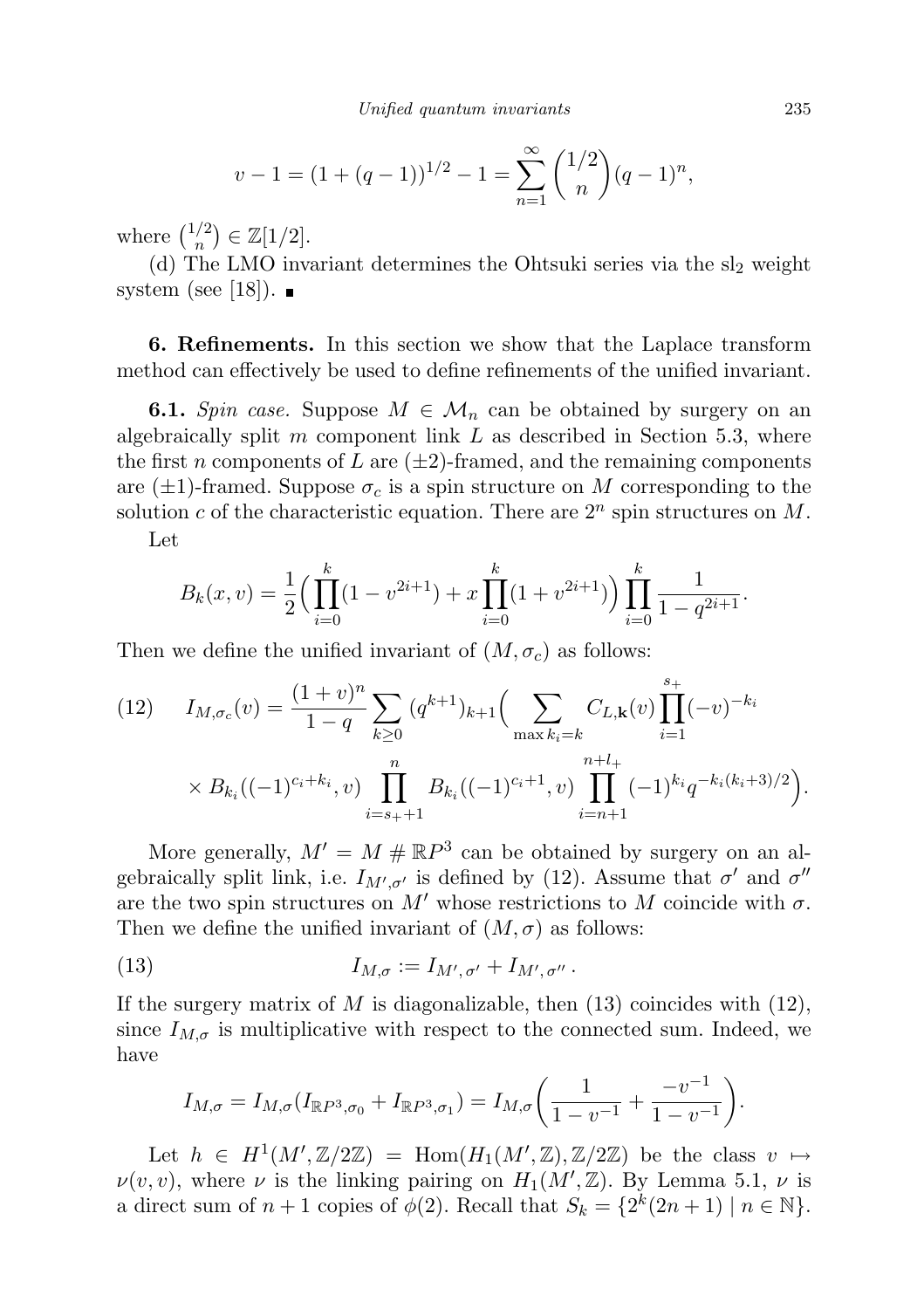$$v-1=(1+(q-1))^{1/2}-1=\sum_{n=1}^{\infty}\binom{1/2}{n}(q-1)^n,$$

where $\binom{1/2}{n} \in \mathbb{Z}[1/2]$.

(d) The LMO invariant determines the Ohtsuki series via the $\mathrm{sl}_2$ weight system (see [18]). ∎

**6. Refinements.** In this section we show that the Laplace transform method can effectively be used to define refinements of the unified invariant.

**6.1.** *Spin case.* Suppose $M \in \mathcal{M}_n$ can be obtained by surgery on an algebraically split $m$ component link $L$ as described in Section 5.3, where the first $n$ components of $L$ are $(\pm 2)$-framed, and the remaining components are $(\pm 1)$-framed. Suppose $\sigma_c$ is a spin structure on $M$ corresponding to the solution $c$ of the characteristic equation. There are $2^n$ spin structures on $M$.

Let

$$B_k(x,v)=\frac{1}{2}\Big(\prod_{i=0}^{k}(1-v^{2i+1})+x\prod_{i=0}^{k}(1+v^{2i+1})\Big)\prod_{i=0}^{k}\frac{1}{1-q^{2i+1}}.$$

Then we define the unified invariant of $(M,\sigma_c)$ as follows:

$$\begin{aligned}(12)\qquad I_{M,\sigma_c}(v)=\frac{(1+v)^n}{1-q}\sum_{k\geq 0}(q^{k+1})_{k+1}\Big(&\sum_{\max k_i=k}C_{L,\mathbf{k}}(v)\prod_{i=1}^{s_+}(-v)^{-k_i}\\ &\times B_{k_i}((-1)^{c_i+k_i},v)\prod_{i=s_++1}^{n}B_{k_i}((-1)^{c_i+1},v)\prod_{i=n+1}^{n+l_+}(-1)^{k_i}q^{-k_i(k_i+3)/2}\Big).\end{aligned}$$

More generally, $M'=M\,\#\,\mathbb{R}P^3$ can be obtained by surgery on an algebraically split link, i.e. $I_{M',\sigma'}$ is defined by (12). Assume that $\sigma'$ and $\sigma''$ are the two spin structures on $M'$ whose restrictions to $M$ coincide with $\sigma$. Then we define the unified invariant of $(M,\sigma)$ as follows:

$$(13)\qquad I_{M,\sigma}:=I_{M',\sigma'}+I_{M',\sigma''}.$$

If the surgery matrix of $M$ is diagonalizable, then (13) coincides with (12), since $I_{M,\sigma}$ is multiplicative with respect to the connected sum. Indeed, we have

$$I_{M,\sigma}=I_{M,\sigma}(I_{\mathbb{R}P^3,\sigma_0}+I_{\mathbb{R}P^3,\sigma_1})=I_{M,\sigma}\bigg(\frac{1}{1-v^{-1}}+\frac{-v^{-1}}{1-v^{-1}}\bigg).$$

Let $h\in H^1(M',\mathbb{Z}/2\mathbb{Z})=\mathrm{Hom}(H_1(M',\mathbb{Z}),\mathbb{Z}/2\mathbb{Z})$ be the class $v\mapsto \nu(v,v)$, where $\nu$ is the linking pairing on $H_1(M',\mathbb{Z})$. By Lemma 5.1, $\nu$ is a direct sum of $n+1$ copies of $\phi(2)$. Recall that $S_k=\{2^k(2n+1)\mid n\in\mathbb{N}\}$.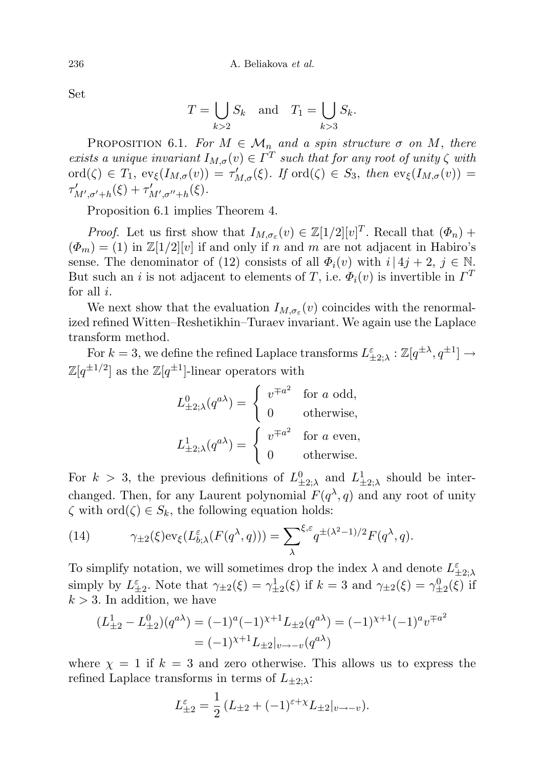Set

$$T = \bigcup_{k>2} S_k \quad \text{and} \quad T_1 = \bigcup_{k>3} S_k.$$

PROPOSITION 6.1. *For $M \in \mathcal{M}_n$ and a spin structure $\sigma$ on $M$, there exists a unique invariant $I_{M,\sigma}(v) \in \Gamma^T$ such that for any root of unity $\zeta$ with $\operatorname{ord}(\zeta) \in T_1$, $\operatorname{ev}_\xi(I_{M,\sigma}(v)) = \tau'_{M,\sigma}(\xi)$. If $\operatorname{ord}(\zeta) \in S_3$, then $\operatorname{ev}_\xi(I_{M,\sigma}(v)) = \tau'_{M',\sigma'+h}(\xi) + \tau'_{M',\sigma''+h}(\xi)$.*

Proposition 6.1 implies Theorem 4.

*Proof.* Let us first show that $I_{M,\sigma_\varepsilon}(v) \in \mathbb{Z}[1/2][v]^T$. Recall that $(\Phi_n) + (\Phi_m) = (1)$ in $\mathbb{Z}[1/2][v]$ if and only if $n$ and $m$ are not adjacent in Habiro's sense. The denominator of (12) consists of all $\Phi_i(v)$ with $i \,|\, 4j+2$, $j \in \mathbb{N}$. But such an $i$ is not adjacent to elements of $T$, i.e. $\Phi_i(v)$ is invertible in $\Gamma^T$ for all $i$.

We next show that the evaluation $I_{M,\sigma_\varepsilon}(v)$ coincides with the renormalized refined Witten–Reshetikhin–Turaev invariant. We again use the Laplace transform method.

For $k=3$, we define the refined Laplace transforms $L^\varepsilon_{\pm 2;\lambda} : \mathbb{Z}[q^{\pm\lambda}, q^{\pm 1}] \to \mathbb{Z}[q^{\pm 1/2}]$ as the $\mathbb{Z}[q^{\pm 1}]$-linear operators with

$$L^0_{\pm 2;\lambda}(q^{a\lambda}) = \begin{cases} v^{\mp a^2} & \text{for } a \text{ odd}, \\ 0 & \text{otherwise}, \end{cases}$$

$$L^1_{\pm 2;\lambda}(q^{a\lambda}) = \begin{cases} v^{\mp a^2} & \text{for } a \text{ even}, \\ 0 & \text{otherwise}. \end{cases}$$

For $k > 3$, the previous definitions of $L^0_{\pm 2;\lambda}$ and $L^1_{\pm 2;\lambda}$ should be interchanged. Then, for any Laurent polynomial $F(q^\lambda, q)$ and any root of unity $\zeta$ with $\operatorname{ord}(\zeta) \in S_k$, the following equation holds:

$$\gamma_{\pm 2}(\xi)\operatorname{ev}_\xi(L^\varepsilon_{b;\lambda}(F(q^\lambda, q))) = \sum_\lambda{}^{\xi,\varepsilon} q^{\pm(\lambda^2-1)/2} F(q^\lambda, q). \tag{14}$$

To simplify notation, we will sometimes drop the index $\lambda$ and denote $L^\varepsilon_{\pm 2;\lambda}$ simply by $L^\varepsilon_{\pm 2}$. Note that $\gamma_{\pm 2}(\xi) = \gamma^1_{\pm 2}(\xi)$ if $k=3$ and $\gamma_{\pm 2}(\xi) = \gamma^0_{\pm 2}(\xi)$ if $k > 3$. In addition, we have

$$\begin{aligned}(L^1_{\pm 2} - L^0_{\pm 2})(q^{a\lambda}) &= (-1)^a(-1)^{\chi+1} L_{\pm 2}(q^{a\lambda}) = (-1)^{\chi+1}(-1)^a v^{\mp a^2} \\ &= (-1)^{\chi+1} L_{\pm 2}|_{v\to -v}(q^{a\lambda})\end{aligned}$$

where $\chi = 1$ if $k=3$ and zero otherwise. This allows us to express the refined Laplace transforms in terms of $L_{\pm 2;\lambda}$:

$$L^\varepsilon_{\pm 2} = \frac{1}{2}\,(L_{\pm 2} + (-1)^{\varepsilon+\chi} L_{\pm 2}|_{v\to -v}).$$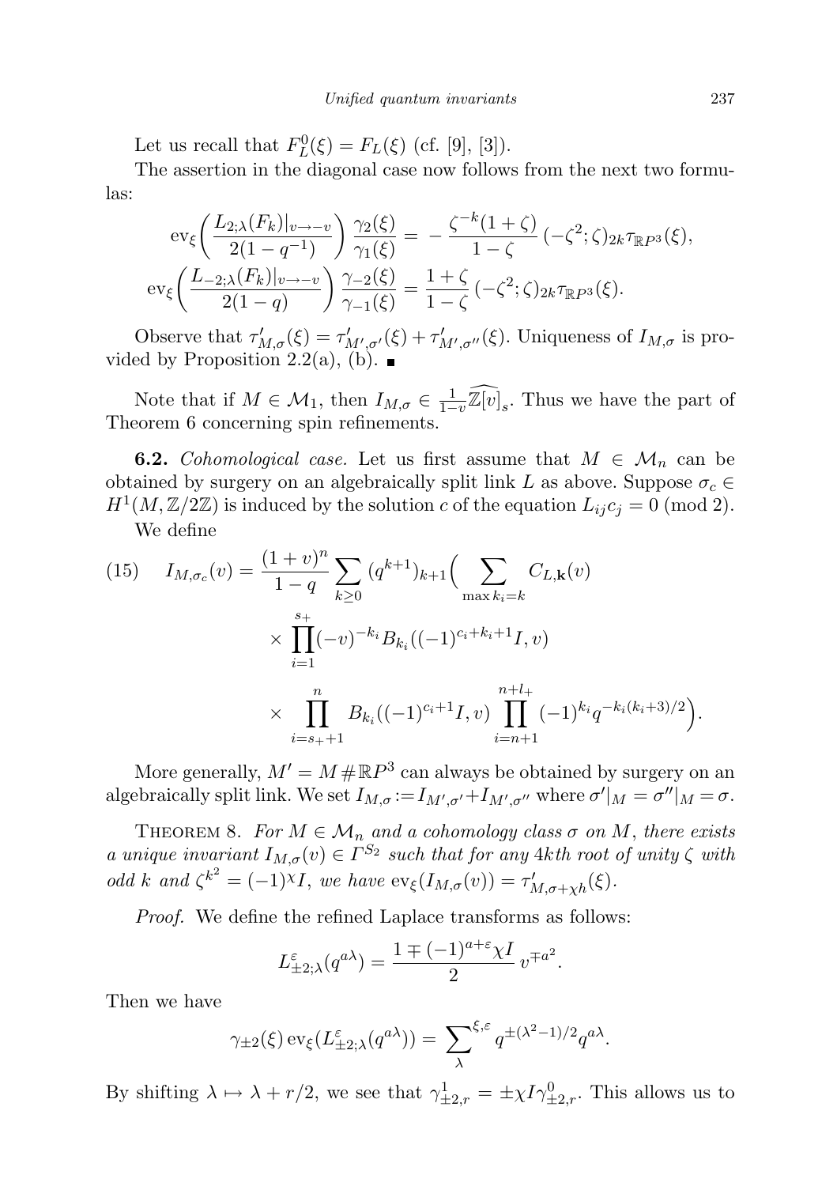Let us recall that $F_L^0(\xi) = F_L(\xi)$ (cf. [9], [3]).

The assertion in the diagonal case now follows from the next two formulas:

$$\mathrm{ev}_\xi\bigg(\frac{L_{2;\lambda}(F_k)|_{v\to -v}}{2(1-q^{-1})}\bigg)\,\frac{\gamma_2(\xi)}{\gamma_1(\xi)} = -\,\frac{\zeta^{-k}(1+\zeta)}{1-\zeta}\,(-\zeta^2;\zeta)_{2k}\tau_{\mathbb{R}P^3}(\xi),$$

$$\mathrm{ev}_\xi\bigg(\frac{L_{-2;\lambda}(F_k)|_{v\to -v}}{2(1-q)}\bigg)\,\frac{\gamma_{-2}(\xi)}{\gamma_{-1}(\xi)} = \frac{1+\zeta}{1-\zeta}\,(-\zeta^2;\zeta)_{2k}\tau_{\mathbb{R}P^3}(\xi).$$

Observe that $\tau'_{M,\sigma}(\xi) = \tau'_{M',\sigma'}(\xi) + \tau'_{M',\sigma''}(\xi)$. Uniqueness of $I_{M,\sigma}$ is provided by Proposition 2.2(a), (b). ∎

Note that if $M \in \mathcal{M}_1$, then $I_{M,\sigma} \in \frac{1}{1-v}\widehat{\mathbb{Z}[v]}_s$. Thus we have the part of Theorem 6 concerning spin refinements.

**6.2.** *Cohomological case.* Let us first assume that $M \in \mathcal{M}_n$ can be obtained by surgery on an algebraically split link $L$ as above. Suppose $\sigma_c \in H^1(M,\mathbb{Z}/2\mathbb{Z})$ is induced by the solution $c$ of the equation $L_{ij}c_j = 0 \pmod 2$.

We define

$$\begin{aligned}
(15)\qquad I_{M,\sigma_c}(v) = \frac{(1+v)^n}{1-q}\sum_{k\ge 0}(q^{k+1})_{k+1}\Big(&\sum_{\max k_i = k} C_{L,\mathbf{k}}(v)\\
&\times \prod_{i=1}^{s_+}(-v)^{-k_i}B_{k_i}((-1)^{c_i+k_i+1}I,v)\\
&\times \prod_{i=s_++1}^{n}B_{k_i}((-1)^{c_i+1}I,v)\prod_{i=n+1}^{n+l_+}(-1)^{k_i}q^{-k_i(k_i+3)/2}\Big).
\end{aligned}$$

More generally, $M' = M\#\mathbb{R}P^3$ can always be obtained by surgery on an algebraically split link. We set $I_{M,\sigma} := I_{M',\sigma'} + I_{M',\sigma''}$ where $\sigma'|_M = \sigma''|_M = \sigma$.

THEOREM 8. *For $M \in \mathcal{M}_n$ and a cohomology class $\sigma$ on $M$, there exists a unique invariant $I_{M,\sigma}(v) \in \Gamma^{S_2}$ such that for any $4k$th root of unity $\zeta$ with odd $k$ and $\zeta^{k^2} = (-1)^\chi I$, we have $\mathrm{ev}_\xi(I_{M,\sigma}(v)) = \tau'_{M,\sigma+\chi h}(\xi)$.*

*Proof.* We define the refined Laplace transforms as follows:

$$L^\varepsilon_{\pm 2;\lambda}(q^{a\lambda}) = \frac{1\mp(-1)^{a+\varepsilon}\chi I}{2}\,v^{\mp a^2}.$$

Then we have

$$\gamma_{\pm 2}(\xi)\,\mathrm{ev}_\xi(L^\varepsilon_{\pm 2;\lambda}(q^{a\lambda})) = \sum_\lambda{}^{\xi,\varepsilon}\, q^{\pm(\lambda^2-1)/2}q^{a\lambda}.$$

By shifting $\lambda \mapsto \lambda + r/2$, we see that $\gamma^1_{\pm 2,r} = \pm\chi I\gamma^0_{\pm 2,r}$. This allows us to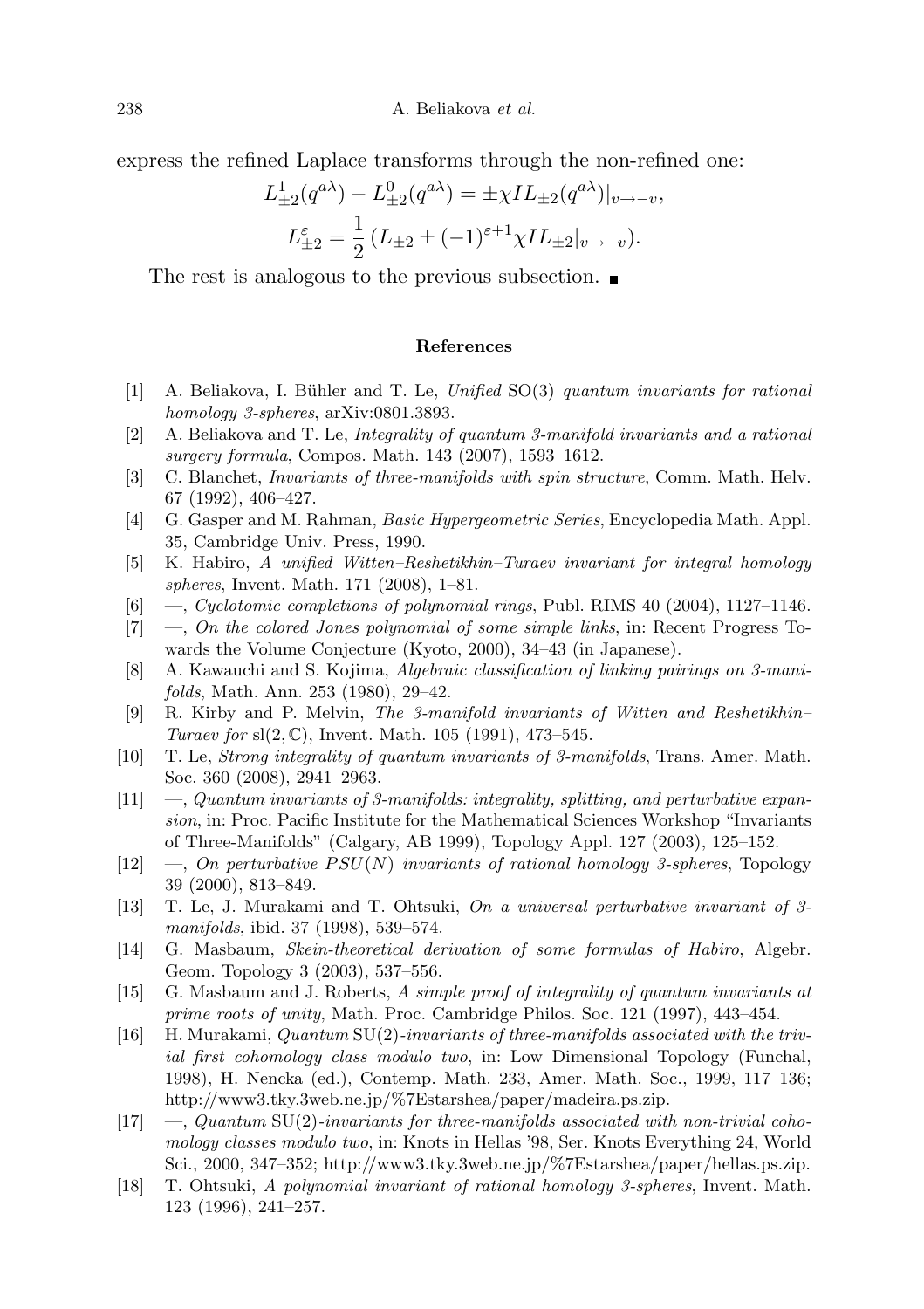express the refined Laplace transforms through the non-refined one:

$$L^1_{\pm 2}(q^{a\lambda}) - L^0_{\pm 2}(q^{a\lambda}) = \pm \chi I L_{\pm 2}(q^{a\lambda})|_{v \to -v},$$

$$L^{\varepsilon}_{\pm 2} = \frac{1}{2}\,(L_{\pm 2} \pm (-1)^{\varepsilon+1} \chi I L_{\pm 2}|_{v \to -v}).$$

The rest is analogous to the previous subsection. ■

## References

[1] A. Beliakova, I. Bühler and T. Le, *Unified* SO(3) *quantum invariants for rational homology 3-spheres*, arXiv:0801.3893.

[2] A. Beliakova and T. Le, *Integrality of quantum 3-manifold invariants and a rational surgery formula*, Compos. Math. 143 (2007), 1593–1612.

[3] C. Blanchet, *Invariants of three-manifolds with spin structure*, Comm. Math. Helv. 67 (1992), 406–427.

[4] G. Gasper and M. Rahman, *Basic Hypergeometric Series*, Encyclopedia Math. Appl. 35, Cambridge Univ. Press, 1990.

[5] K. Habiro, *A unified Witten–Reshetikhin–Turaev invariant for integral homology spheres*, Invent. Math. 171 (2008), 1–81.

[6] —, *Cyclotomic completions of polynomial rings*, Publ. RIMS 40 (2004), 1127–1146.

[7] —, *On the colored Jones polynomial of some simple links*, in: Recent Progress Towards the Volume Conjecture (Kyoto, 2000), 34–43 (in Japanese).

[8] A. Kawauchi and S. Kojima, *Algebraic classification of linking pairings on 3-manifolds*, Math. Ann. 253 (1980), 29–42.

[9] R. Kirby and P. Melvin, *The 3-manifold invariants of Witten and Reshetikhin–Turaev for* sl(2, ℂ), Invent. Math. 105 (1991), 473–545.

[10] T. Le, *Strong integrality of quantum invariants of 3-manifolds*, Trans. Amer. Math. Soc. 360 (2008), 2941–2963.

[11] —, *Quantum invariants of 3-manifolds: integrality, splitting, and perturbative expansion*, in: Proc. Pacific Institute for the Mathematical Sciences Workshop "Invariants of Three-Manifolds" (Calgary, AB 1999), Topology Appl. 127 (2003), 125–152.

[12] —, *On perturbative $PSU(N)$ invariants of rational homology 3-spheres*, Topology 39 (2000), 813–849.

[13] T. Le, J. Murakami and T. Ohtsuki, *On a universal perturbative invariant of 3-manifolds*, ibid. 37 (1998), 539–574.

[14] G. Masbaum, *Skein-theoretical derivation of some formulas of Habiro*, Algebr. Geom. Topology 3 (2003), 537–556.

[15] G. Masbaum and J. Roberts, *A simple proof of integrality of quantum invariants at prime roots of unity*, Math. Proc. Cambridge Philos. Soc. 121 (1997), 443–454.

[16] H. Murakami, *Quantum* SU(2)*-invariants of three-manifolds associated with the trivial first cohomology class modulo two*, in: Low Dimensional Topology (Funchal, 1998), H. Nencka (ed.), Contemp. Math. 233, Amer. Math. Soc., 1999, 117–136; http://www3.tky.3web.ne.jp/%7Estarshea/paper/madeira.ps.zip.

[17] —, *Quantum* SU(2)*-invariants for three-manifolds associated with non-trivial cohomology classes modulo two*, in: Knots in Hellas '98, Ser. Knots Everything 24, World Sci., 2000, 347–352; http://www3.tky.3web.ne.jp/%7Estarshea/paper/hellas.ps.zip.

[18] T. Ohtsuki, *A polynomial invariant of rational homology 3-spheres*, Invent. Math. 123 (1996), 241–257.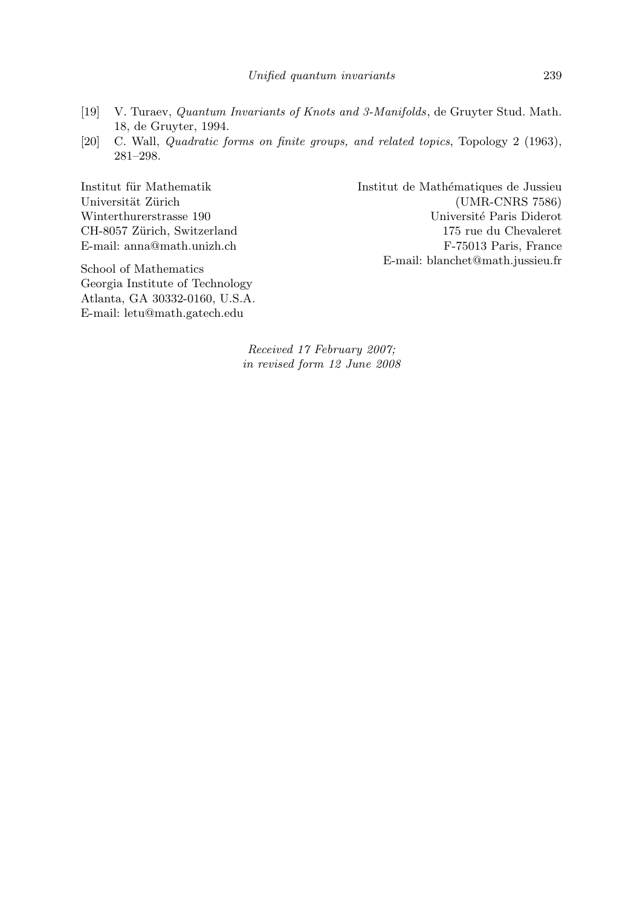[19] V. Turaev, *Quantum Invariants of Knots and 3-Manifolds*, de Gruyter Stud. Math. 18, de Gruyter, 1994.

[20] C. Wall, *Quadratic forms on finite groups, and related topics*, Topology 2 (1963), 281–298.

Institut für Mathematik
Universität Zürich
Winterthurerstrasse 190
CH-8057 Zürich, Switzerland
E-mail: anna@math.unizh.ch

School of Mathematics
Georgia Institute of Technology
Atlanta, GA 30332-0160, U.S.A.
E-mail: letu@math.gatech.edu

Institut de Mathématiques de Jussieu
(UMR-CNRS 7586)
Université Paris Diderot
175 rue du Chevaleret
F-75013 Paris, France
E-mail: blanchet@math.jussieu.fr

*Received 17 February 2007;*
*in revised form 12 June 2008*